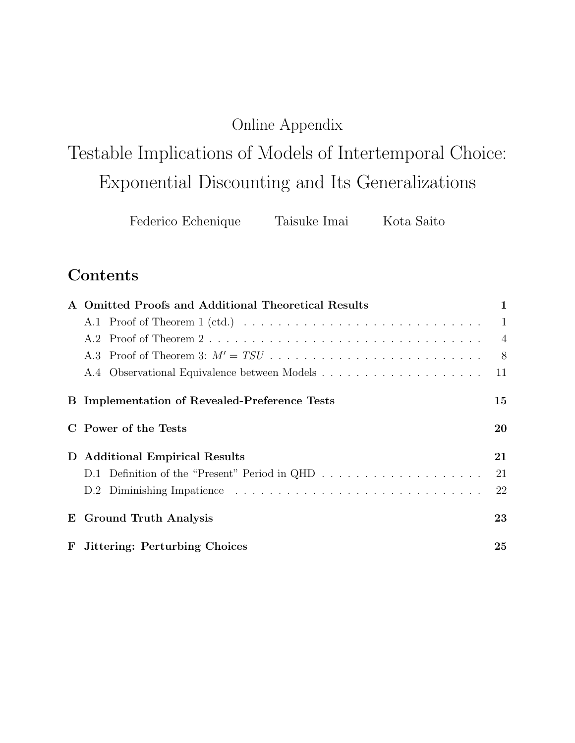Online Appendix

# Testable Implications of Models of Intertemporal Choice: Exponential Discounting and Its Generalizations

Federico Echenique    Taisuke Imai    Kota Saito

## Contents

**A Omitted Proofs and Additional Theoretical Results** **1**

- A.1 Proof of Theorem 1 (ctd.) . . . . . 1
- A.2 Proof of Theorem 2 . . . . . 4
- A.3 Proof of Theorem 3: $M' = TSU$ . . . . . 8
- A.4 Observational Equivalence between Models . . . . . 11

**B Implementation of Revealed-Preference Tests** **15**

**C Power of the Tests** **20**

**D Additional Empirical Results** **21**

- D.1 Definition of the "Present" Period in QHD . . . . . 21
- D.2 Diminishing Impatience . . . . . 22

**E Ground Truth Analysis** **23**

**F Jittering: Perturbing Choices** **25**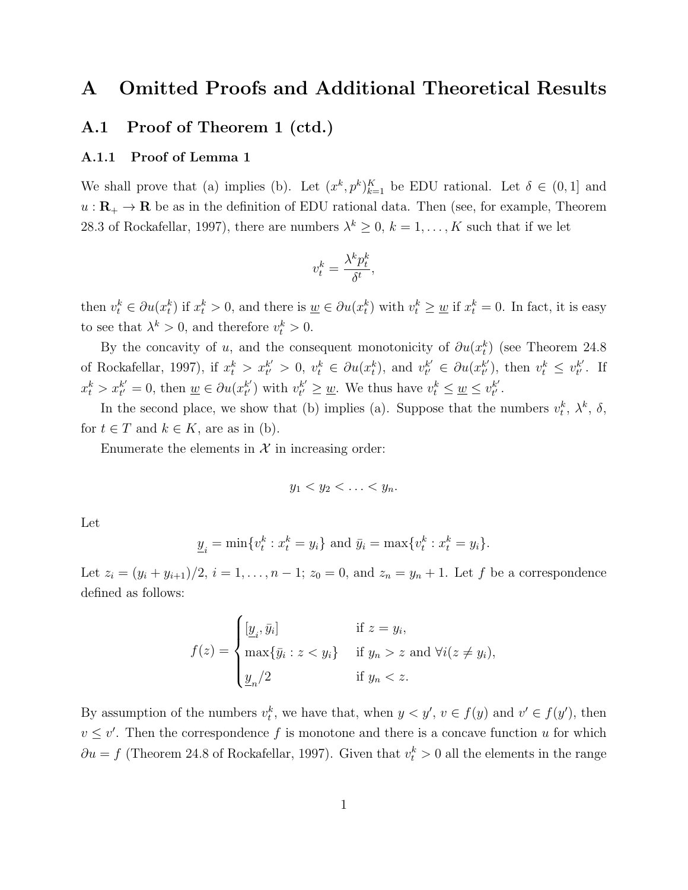# A Omitted Proofs and Additional Theoretical Results

## A.1 Proof of Theorem 1 (ctd.)

### A.1.1 Proof of Lemma 1

We shall prove that (a) implies (b). Let $(x^k, p^k)_{k=1}^K$ be EDU rational. Let $\delta \in (0, 1]$ and $u : \mathbf{R}_+ \to \mathbf{R}$ be as in the definition of EDU rational data. Then (see, for example, Theorem 28.3 of Rockafellar, 1997), there are numbers $\lambda^k \geq 0$, $k = 1, \ldots, K$ such that if we let

$$v_t^k = \frac{\lambda^k p_t^k}{\delta^t},$$

then $v_t^k \in \partial u(x_t^k)$ if $x_t^k > 0$, and there is $\underline{w} \in \partial u(x_t^k)$ with $v_t^k \geq \underline{w}$ if $x_t^k = 0$. In fact, it is easy to see that $\lambda^k > 0$, and therefore $v_t^k > 0$.

By the concavity of $u$, and the consequent monotonicity of $\partial u(x_t^k)$ (see Theorem 24.8 of Rockafellar, 1997), if $x_t^k > x_{t'}^{k'} > 0$, $v_t^k \in \partial u(x_t^k)$, and $v_{t'}^{k'} \in \partial u(x_{t'}^{k'})$, then $v_t^k \leq v_{t'}^{k'}$. If $x_t^k > x_{t'}^{k'} = 0$, then $\underline{w} \in \partial u(x_{t'}^{k'})$ with $v_{t'}^{k'} \geq \underline{w}$. We thus have $v_t^k \leq \underline{w} \leq v_{t'}^{k'}$.

In the second place, we show that (b) implies (a). Suppose that the numbers $v_t^k$, $\lambda^k$, $\delta$, for $t \in T$ and $k \in K$, are as in (b).

Enumerate the elements in $\mathcal{X}$ in increasing order:

$$y_1 < y_2 < \ldots < y_n.$$

Let

$$\underline{y}_i = \min\{v_t^k : x_t^k = y_i\} \text{ and } \bar{y}_i = \max\{v_t^k : x_t^k = y_i\}.$$

Let $z_i = (y_i + y_{i+1})/2$, $i = 1, \ldots, n-1$; $z_0 = 0$, and $z_n = y_n + 1$. Let $f$ be a correspondence defined as follows:

$$f(z) = \begin{cases} [\underline{y}_i, \bar{y}_i] & \text{if } z = y_i, \\ \max\{\bar{y}_i : z < y_i\} & \text{if } y_n > z \text{ and } \forall i (z \neq y_i), \\ \underline{y}_n/2 & \text{if } y_n < z. \end{cases}$$

By assumption of the numbers $v_t^k$, we have that, when $y < y'$, $v \in f(y)$ and $v' \in f(y')$, then $v \leq v'$. Then the correspondence $f$ is monotone and there is a concave function $u$ for which $\partial u = f$ (Theorem 24.8 of Rockafellar, 1997). Given that $v_t^k > 0$ all the elements in the range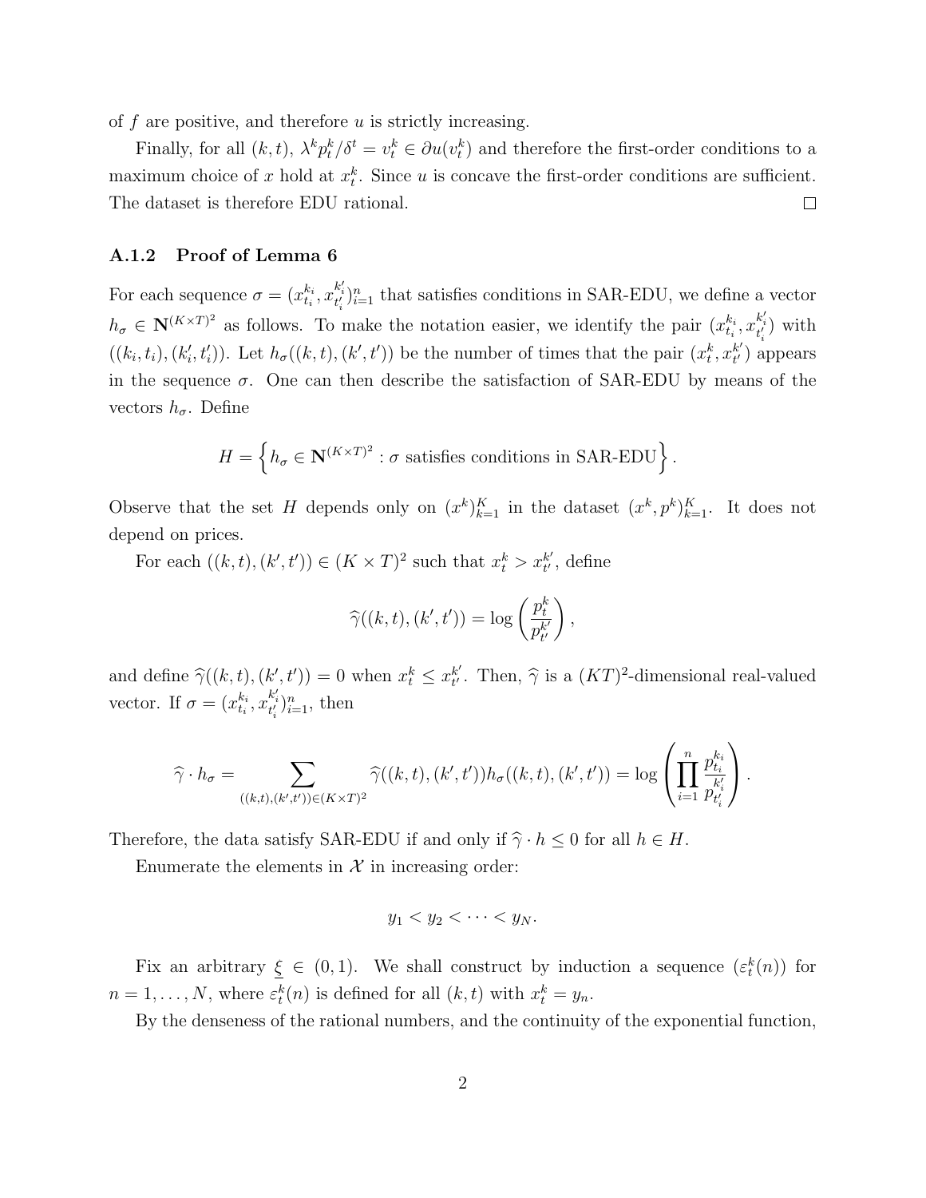of $f$ are positive, and therefore $u$ is strictly increasing.

Finally, for all $(k,t)$, $\lambda^k p_t^k/\delta^t = v_t^k \in \partial u(v_t^k)$ and therefore the first-order conditions to a maximum choice of $x$ hold at $x_t^k$. Since $u$ is concave the first-order conditions are sufficient. The dataset is therefore EDU rational. $\square$

### A.1.2 Proof of Lemma 6

For each sequence $\sigma = (x_{t_i}^{k_i}, x_{t_i'}^{k_i'})_{i=1}^n$ that satisfies conditions in SAR-EDU, we define a vector $h_\sigma \in \mathbf{N}^{(K\times T)^2}$ as follows. To make the notation easier, we identify the pair $(x_{t_i}^{k_i}, x_{t_i'}^{k_i'})$ with $((k_i,t_i),(k_i',t_i'))$. Let $h_\sigma((k,t),(k',t'))$ be the number of times that the pair $(x_t^k, x_{t'}^{k'})$ appears in the sequence $\sigma$. One can then describe the satisfaction of SAR-EDU by means of the vectors $h_\sigma$. Define

$$H = \left\{ h_\sigma \in \mathbf{N}^{(K\times T)^2} : \sigma \text{ satisfies conditions in SAR-EDU} \right\}.$$

Observe that the set $H$ depends only on $(x^k)_{k=1}^K$ in the dataset $(x^k,p^k)_{k=1}^K$. It does not depend on prices.

For each $((k,t),(k',t')) \in (K\times T)^2$ such that $x_t^k > x_{t'}^{k'}$, define

$$\widehat{\gamma}((k,t),(k',t')) = \log\left(\frac{p_t^k}{p_{t'}^{k'}}\right),$$

and define $\widehat{\gamma}((k,t),(k',t')) = 0$ when $x_t^k \le x_{t'}^{k'}$. Then, $\widehat{\gamma}$ is a $(KT)^2$-dimensional real-valued vector. If $\sigma = (x_{t_i}^{k_i}, x_{t_i'}^{k_i'})_{i=1}^n$, then

$$\widehat{\gamma}\cdot h_\sigma = \sum_{((k,t),(k',t'))\in(K\times T)^2} \widehat{\gamma}((k,t),(k',t'))h_\sigma((k,t),(k',t')) = \log\left(\prod_{i=1}^n \frac{p_{t_i}^{k_i}}{p_{t_i'}^{k_i'}}\right).$$

Therefore, the data satisfy SAR-EDU if and only if $\widehat{\gamma}\cdot h \le 0$ for all $h\in H$.

Enumerate the elements in $\mathcal{X}$ in increasing order:

$$y_1 < y_2 < \cdots < y_N.$$

Fix an arbitrary $\underline{\xi} \in (0,1)$. We shall construct by induction a sequence $(\varepsilon_t^k(n))$ for $n=1,\ldots,N$, where $\varepsilon_t^k(n)$ is defined for all $(k,t)$ with $x_t^k = y_n$.

By the denseness of the rational numbers, and the continuity of the exponential function,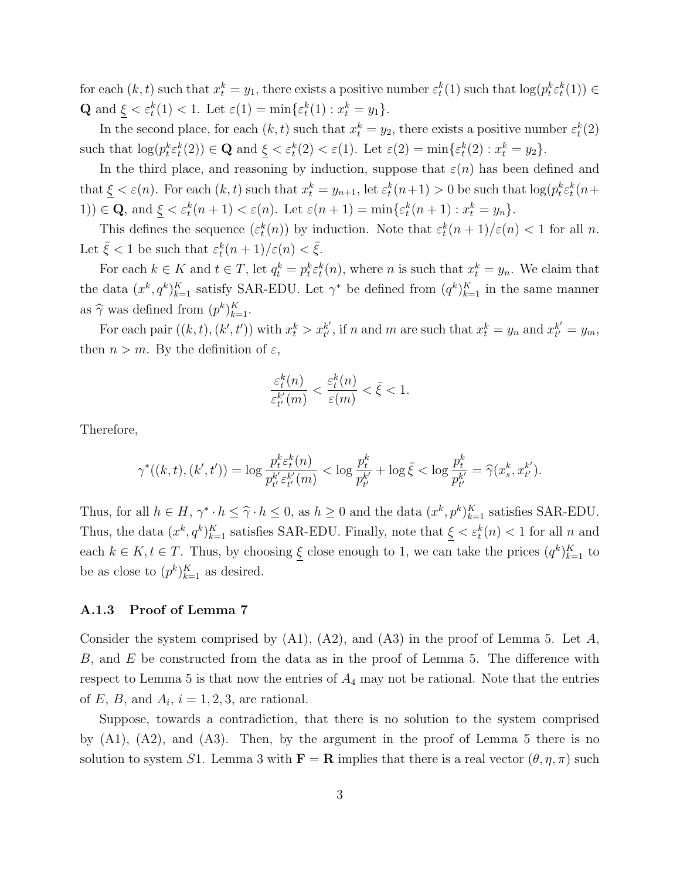for each $(k,t)$ such that $x^k_t = y_1$, there exists a positive number $\varepsilon^k_t(1)$ such that $\log(p^k_t \varepsilon^k_t(1)) \in \mathbf{Q}$ and $\underline{\xi} < \varepsilon^k_t(1) < 1$. Let $\varepsilon(1) = \min\{\varepsilon^k_t(1) : x^k_t = y_1\}$.

In the second place, for each $(k,t)$ such that $x^k_t = y_2$, there exists a positive number $\varepsilon^k_t(2)$ such that $\log(p^k_t \varepsilon^k_t(2)) \in \mathbf{Q}$ and $\underline{\xi} < \varepsilon^k_t(2) < \varepsilon(1)$. Let $\varepsilon(2) = \min\{\varepsilon^k_t(2) : x^k_t = y_2\}$.

In the third place, and reasoning by induction, suppose that $\varepsilon(n)$ has been defined and that $\underline{\xi} < \varepsilon(n)$. For each $(k,t)$ such that $x^k_t = y_{n+1}$, let $\varepsilon^k_t(n+1) > 0$ be such that $\log(p^k_t \varepsilon^k_t(n+1)) \in \mathbf{Q}$, and $\underline{\xi} < \varepsilon^k_t(n+1) < \varepsilon(n)$. Let $\varepsilon(n+1) = \min\{\varepsilon^k_t(n+1) : x^k_t = y_n\}$.

This defines the sequence $(\varepsilon^k_t(n))$ by induction. Note that $\varepsilon^k_t(n+1)/\varepsilon(n) < 1$ for all $n$. Let $\bar{\xi} < 1$ be such that $\varepsilon^k_t(n+1)/\varepsilon(n) < \bar{\xi}$.

For each $k \in K$ and $t \in T$, let $q^k_t = p^k_t \varepsilon^k_t(n)$, where $n$ is such that $x^k_t = y_n$. We claim that the data $(x^k, q^k)^K_{k=1}$ satisfy SAR-EDU. Let $\gamma^*$ be defined from $(q^k)^K_{k=1}$ in the same manner as $\widehat{\gamma}$ was defined from $(p^k)^K_{k=1}$.

For each pair $((k,t),(k',t'))$ with $x^k_t > x^{k'}_{t'}$, if $n$ and $m$ are such that $x^k_t = y_n$ and $x^{k'}_{t'} = y_m$, then $n > m$. By the definition of $\varepsilon$,

$$\frac{\varepsilon^k_t(n)}{\varepsilon^{k'}_{t'}(m)} < \frac{\varepsilon^k_t(n)}{\varepsilon(m)} < \bar{\xi} < 1.$$

Therefore,

$$\gamma^*((k,t),(k',t')) = \log \frac{p^k_t \varepsilon^k_t(n)}{p^{k'}_{t'} \varepsilon^{k'}_{t'}(m)} < \log \frac{p^k_t}{p^{k'}_{t'}} + \log \bar{\xi} < \log \frac{p^k_t}{p^{k'}_{t'}} = \widehat{\gamma}(x^k_s, x^{k'}_{t'}).$$

Thus, for all $h \in H$, $\gamma^* \cdot h \le \widehat{\gamma} \cdot h \le 0$, as $h \ge 0$ and the data $(x^k, p^k)^K_{k=1}$ satisfies SAR-EDU. Thus, the data $(x^k, q^k)^K_{k=1}$ satisfies SAR-EDU. Finally, note that $\underline{\xi} < \varepsilon^k_t(n) < 1$ for all $n$ and each $k \in K, t \in T$. Thus, by choosing $\underline{\xi}$ close enough to 1, we can take the prices $(q^k)^K_{k=1}$ to be as close to $(p^k)^K_{k=1}$ as desired.

### A.1.3 Proof of Lemma 7

Consider the system comprised by (A1), (A2), and (A3) in the proof of Lemma 5. Let $A$, $B$, and $E$ be constructed from the data as in the proof of Lemma 5. The difference with respect to Lemma 5 is that now the entries of $A_4$ may not be rational. Note that the entries of $E$, $B$, and $A_i$, $i = 1, 2, 3$, are rational.

Suppose, towards a contradiction, that there is no solution to the system comprised by (A1), (A2), and (A3). Then, by the argument in the proof of Lemma 5 there is no solution to system $S1$. Lemma 3 with $\mathbf{F} = \mathbf{R}$ implies that there is a real vector $(\theta, \eta, \pi)$ such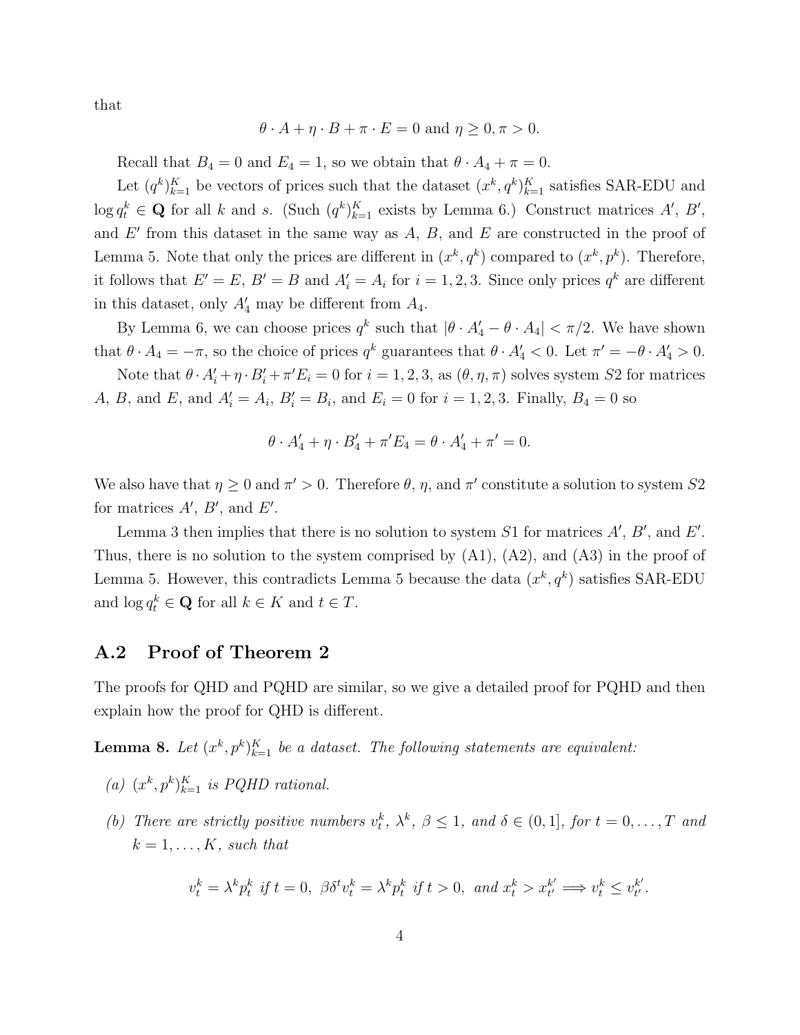that

$$\theta \cdot A + \eta \cdot B + \pi \cdot E = 0 \text{ and } \eta \geq 0, \pi > 0.$$

Recall that $B_4 = 0$ and $E_4 = 1$, so we obtain that $\theta \cdot A_4 + \pi = 0$.

Let $(q^k)_{k=1}^K$ be vectors of prices such that the dataset $(x^k, q^k)_{k=1}^K$ satisfies SAR-EDU and $\log q_t^k \in \mathbf{Q}$ for all $k$ and $s$. (Such $(q^k)_{k=1}^K$ exists by Lemma 6.) Construct matrices $A'$, $B'$, and $E'$ from this dataset in the same way as $A$, $B$, and $E$ are constructed in the proof of Lemma 5. Note that only the prices are different in $(x^k, q^k)$ compared to $(x^k, p^k)$. Therefore, it follows that $E' = E$, $B' = B$ and $A'_i = A_i$ for $i = 1, 2, 3$. Since only prices $q^k$ are different in this dataset, only $A'_4$ may be different from $A_4$.

By Lemma 6, we can choose prices $q^k$ such that $|\theta \cdot A'_4 - \theta \cdot A_4| < \pi/2$. We have shown that $\theta \cdot A_4 = -\pi$, so the choice of prices $q^k$ guarantees that $\theta \cdot A'_4 < 0$. Let $\pi' = -\theta \cdot A'_4 > 0$.

Note that $\theta \cdot A'_i + \eta \cdot B'_i + \pi' E_i = 0$ for $i = 1, 2, 3$, as $(\theta, \eta, \pi)$ solves system $S2$ for matrices $A$, $B$, and $E$, and $A'_i = A_i$, $B'_i = B_i$, and $E_i = 0$ for $i = 1, 2, 3$. Finally, $B_4 = 0$ so

$$\theta \cdot A'_4 + \eta \cdot B'_4 + \pi' E_4 = \theta \cdot A'_4 + \pi' = 0.$$

We also have that $\eta \geq 0$ and $\pi' > 0$. Therefore $\theta$, $\eta$, and $\pi'$ constitute a solution to system $S2$ for matrices $A'$, $B'$, and $E'$.

Lemma 3 then implies that there is no solution to system $S1$ for matrices $A'$, $B'$, and $E'$. Thus, there is no solution to the system comprised by (A1), (A2), and (A3) in the proof of Lemma 5. However, this contradicts Lemma 5 because the data $(x^k, q^k)$ satisfies SAR-EDU and $\log q_t^k \in \mathbf{Q}$ for all $k \in K$ and $t \in T$.

## A.2 Proof of Theorem 2

The proofs for QHD and PQHD are similar, so we give a detailed proof for PQHD and then explain how the proof for QHD is different.

**Lemma 8.** *Let $(x^k, p^k)_{k=1}^K$ be a dataset. The following statements are equivalent:*

*(a) $(x^k, p^k)_{k=1}^K$ is PQHD rational.*

*(b) There are strictly positive numbers $v_t^k$, $\lambda^k$, $\beta \leq 1$, and $\delta \in (0, 1]$, for $t = 0, \ldots, T$ and $k = 1, \ldots, K$, such that*

$$v_t^k = \lambda^k p_t^k \text{ if } t = 0, \; \beta \delta^t v_t^k = \lambda^k p_t^k \text{ if } t > 0, \text{ and } x_t^k > x_{t'}^{k'} \Longrightarrow v_t^k \leq v_{t'}^{k'}.$$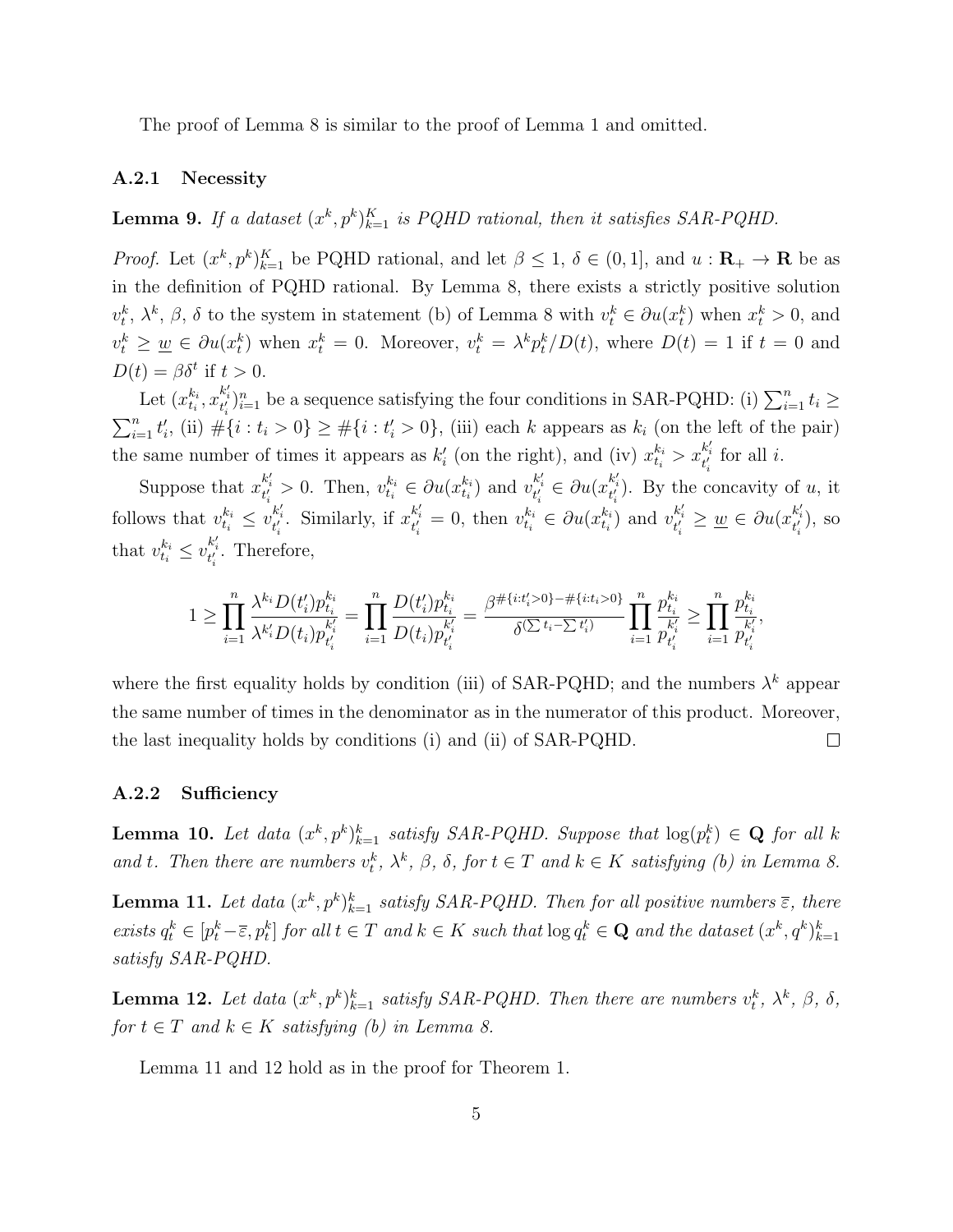The proof of Lemma 8 is similar to the proof of Lemma 1 and omitted.

### A.2.1 Necessity

**Lemma 9.** *If a dataset $(x^k, p^k)_{k=1}^K$ is PQHD rational, then it satisfies SAR-PQHD.*

*Proof.* Let $(x^k, p^k)_{k=1}^K$ be PQHD rational, and let $\beta \leq 1$, $\delta \in (0, 1]$, and $u : \mathbf{R}_+ \to \mathbf{R}$ be as in the definition of PQHD rational. By Lemma 8, there exists a strictly positive solution $v_t^k$, $\lambda^k$, $\beta$, $\delta$ to the system in statement (b) of Lemma 8 with $v_t^k \in \partial u(x_t^k)$ when $x_t^k > 0$, and $v_t^k \geq \underline{w} \in \partial u(x_t^k)$ when $x_t^k = 0$. Moreover, $v_t^k = \lambda^k p_t^k / D(t)$, where $D(t) = 1$ if $t = 0$ and $D(t) = \beta\delta^t$ if $t > 0$.

Let $(x_{t_i}^{k_i}, x_{t_i'}^{k_i'})_{i=1}^n$ be a sequence satisfying the four conditions in SAR-PQHD: (i) $\sum_{i=1}^n t_i \geq \sum_{i=1}^n t_i'$, (ii) $\#\{i : t_i > 0\} \geq \#\{i : t_i' > 0\}$, (iii) each $k$ appears as $k_i$ (on the left of the pair) the same number of times it appears as $k_i'$ (on the right), and (iv) $x_{t_i}^{k_i} > x_{t_i'}^{k_i'}$ for all $i$.

Suppose that $x_{t_i'}^{k_i'} > 0$. Then, $v_{t_i}^{k_i} \in \partial u(x_{t_i}^{k_i})$ and $v_{t_i'}^{k_i'} \in \partial u(x_{t_i'}^{k_i'})$. By the concavity of $u$, it follows that $v_{t_i}^{k_i} \leq v_{t_i'}^{k_i'}$. Similarly, if $x_{t_i'}^{k_i'} = 0$, then $v_{t_i}^{k_i} \in \partial u(x_{t_i}^{k_i})$ and $v_{t_i'}^{k_i'} \geq \underline{w} \in \partial u(x_{t_i'}^{k_i'})$, so that $v_{t_i}^{k_i} \leq v_{t_i'}^{k_i'}$. Therefore,

$$1 \geq \prod_{i=1}^n \frac{\lambda^{k_i} D(t_i') p_{t_i}^{k_i}}{\lambda^{k_i'} D(t_i) p_{t_i'}^{k_i'}} = \prod_{i=1}^n \frac{D(t_i') p_{t_i}^{k_i}}{D(t_i) p_{t_i'}^{k_i'}} = \frac{\beta^{\#\{i:t_i'>0\} - \#\{i:t_i>0\}}}{\delta^{(\sum t_i - \sum t_i')}} \prod_{i=1}^n \frac{p_{t_i}^{k_i}}{p_{t_i'}^{k_i'}} \geq \prod_{i=1}^n \frac{p_{t_i}^{k_i}}{p_{t_i'}^{k_i'}},$$

where the first equality holds by condition (iii) of SAR-PQHD; and the numbers $\lambda^k$ appear the same number of times in the denominator as in the numerator of this product. Moreover, the last inequality holds by conditions (i) and (ii) of SAR-PQHD. $\square$

### A.2.2 Sufficiency

**Lemma 10.** *Let data $(x^k, p^k)_{k=1}^k$ satisfy SAR-PQHD. Suppose that $\log(p_t^k) \in \mathbf{Q}$ for all $k$ and $t$. Then there are numbers $v_t^k$, $\lambda^k$, $\beta$, $\delta$, for $t \in T$ and $k \in K$ satisfying (b) in Lemma 8.*

**Lemma 11.** *Let data $(x^k, p^k)_{k=1}^k$ satisfy SAR-PQHD. Then for all positive numbers $\overline{\varepsilon}$, there exists $q_t^k \in [p_t^k - \overline{\varepsilon}, p_t^k]$ for all $t \in T$ and $k \in K$ such that $\log q_t^k \in \mathbf{Q}$ and the dataset $(x^k, q^k)_{k=1}^k$ satisfy SAR-PQHD.*

**Lemma 12.** *Let data $(x^k, p^k)_{k=1}^k$ satisfy SAR-PQHD. Then there are numbers $v_t^k$, $\lambda^k$, $\beta$, $\delta$, for $t \in T$ and $k \in K$ satisfying (b) in Lemma 8.*

Lemma 11 and 12 hold as in the proof for Theorem 1.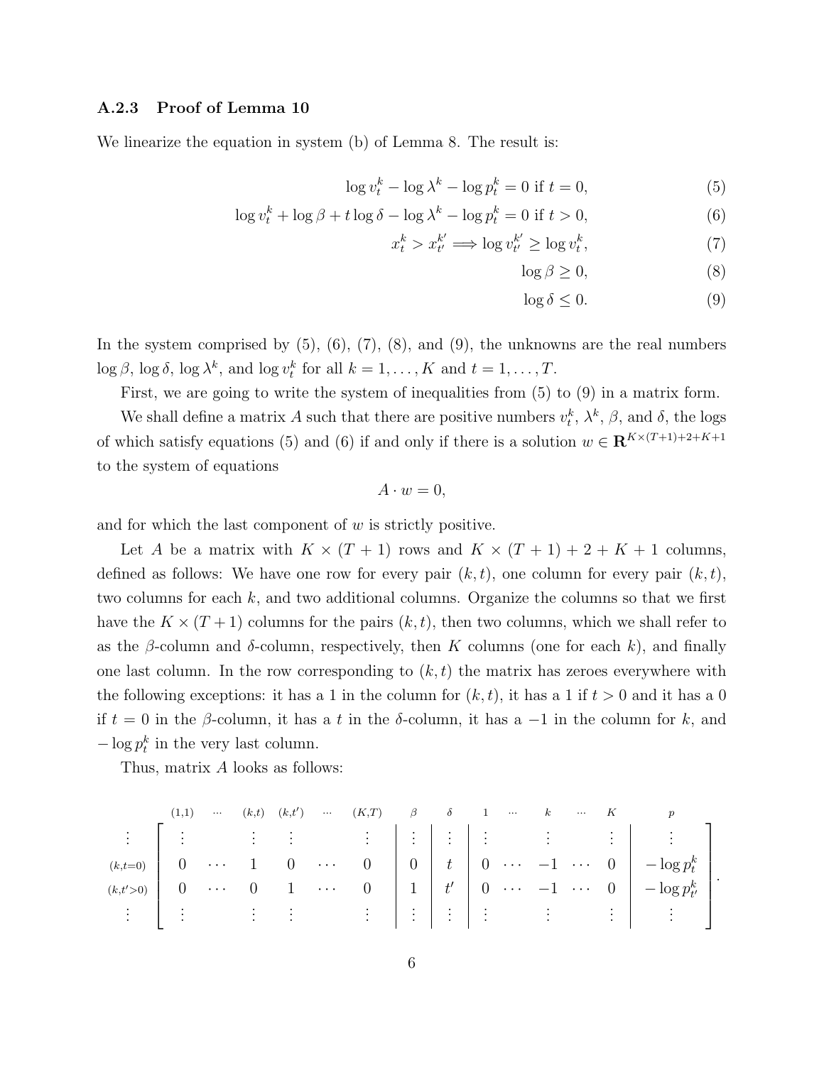### A.2.3 Proof of Lemma 10

We linearize the equation in system (b) of Lemma 8. The result is:

$$\log v_t^k - \log \lambda^k - \log p_t^k = 0 \text{ if } t = 0, \tag{5}$$

$$\log v_t^k + \log \beta + t \log \delta - \log \lambda^k - \log p_t^k = 0 \text{ if } t > 0, \tag{6}$$

$$x_t^k > x_{t'}^{k'} \Longrightarrow \log v_{t'}^{k'} \geq \log v_t^k, \tag{7}$$

$$\log \beta \geq 0, \tag{8}$$

$$\log \delta \leq 0. \tag{9}$$

In the system comprised by (5), (6), (7), (8), and (9), the unknowns are the real numbers $\log \beta$, $\log \delta$, $\log \lambda^k$, and $\log v_t^k$ for all $k = 1, \ldots, K$ and $t = 1, \ldots, T$.

First, we are going to write the system of inequalities from (5) to (9) in a matrix form.

We shall define a matrix $A$ such that there are positive numbers $v_t^k$, $\lambda^k$, $\beta$, and $\delta$, the logs of which satisfy equations (5) and (6) if and only if there is a solution $w \in \mathbf{R}^{K \times (T+1)+2+K+1}$ to the system of equations

$$A \cdot w = 0,$$

and for which the last component of $w$ is strictly positive.

Let $A$ be a matrix with $K \times (T+1)$ rows and $K \times (T+1) + 2 + K + 1$ columns, defined as follows: We have one row for every pair $(k, t)$, one column for every pair $(k, t)$, two columns for each $k$, and two additional columns. Organize the columns so that we first have the $K \times (T+1)$ columns for the pairs $(k, t)$, then two columns, which we shall refer to as the $\beta$-column and $\delta$-column, respectively, then $K$ columns (one for each $k$), and finally one last column. In the row corresponding to $(k, t)$ the matrix has zeroes everywhere with the following exceptions: it has a 1 in the column for $(k, t)$, it has a 1 if $t > 0$ and it has a 0 if $t = 0$ in the $\beta$-column, it has a $t$ in the $\delta$-column, it has a $-1$ in the column for $k$, and $-\log p_t^k$ in the very last column.

Thus, matrix $A$ looks as follows:

$$
\begin{array}{c}
\\
\vdots \\
(k,t=0) \\
(k,t'>0) \\
\vdots
\end{array}
\begin{array}{c}
\begin{array}{cccccccccccccc}
(1,1) & \cdots & (k,t) & (k,t') & \cdots & (K,T) & \beta & \delta & 1 & \cdots & k & \cdots & K & p
\end{array} \\
\left[
\begin{array}{cccccc|c|c|ccccc|c}
\vdots & & \vdots & \vdots & & \vdots & \vdots & \vdots & \vdots & & \vdots & & \vdots & \vdots \\
0 & \cdots & 1 & 0 & \cdots & 0 & 0 & t & 0 & \cdots & -1 & \cdots & 0 & -\log p_t^k \\
0 & \cdots & 0 & 1 & \cdots & 0 & 1 & t' & 0 & \cdots & -1 & \cdots & 0 & -\log p_{t'}^k \\
\vdots & & \vdots & \vdots & & \vdots & \vdots & \vdots & \vdots & & \vdots & & \vdots & \vdots
\end{array}
\right].
\end{array}
$$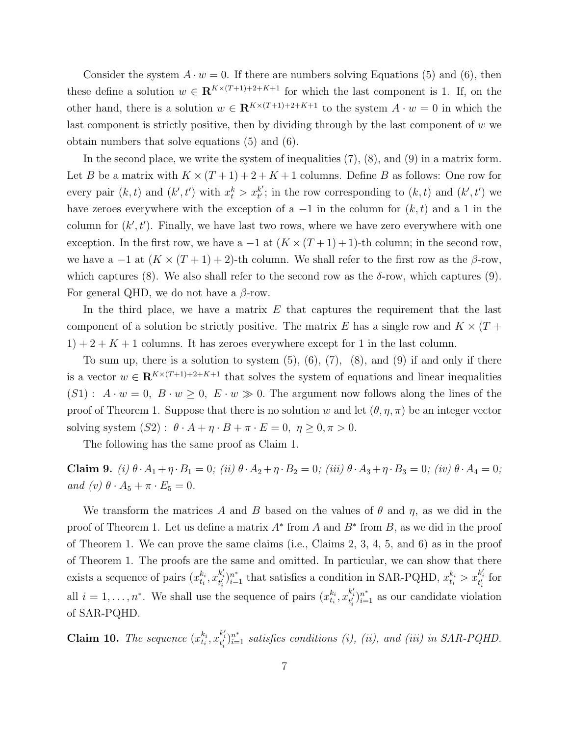Consider the system $A \cdot w = 0$. If there are numbers solving Equations (5) and (6), then these define a solution $w \in \mathbf{R}^{K\times(T+1)+2+K+1}$ for which the last component is 1. If, on the other hand, there is a solution $w \in \mathbf{R}^{K\times(T+1)+2+K+1}$ to the system $A \cdot w = 0$ in which the last component is strictly positive, then by dividing through by the last component of $w$ we obtain numbers that solve equations (5) and (6).

In the second place, we write the system of inequalities (7), (8), and (9) in a matrix form. Let $B$ be a matrix with $K \times (T + 1) + 2 + K + 1$ columns. Define $B$ as follows: One row for every pair $(k, t)$ and $(k', t')$ with $x^k_t > x^{k'}_{t'}$; in the row corresponding to $(k, t)$ and $(k', t')$ we have zeroes everywhere with the exception of a $-1$ in the column for $(k, t)$ and a 1 in the column for $(k', t')$. Finally, we have last two rows, where we have zero everywhere with one exception. In the first row, we have a $-1$ at $(K \times (T + 1) + 1)$-th column; in the second row, we have a $-1$ at $(K \times (T + 1) + 2)$-th column. We shall refer to the first row as the $\beta$-row, which captures (8). We also shall refer to the second row as the $\delta$-row, which captures (9). For general QHD, we do not have a $\beta$-row.

In the third place, we have a matrix $E$ that captures the requirement that the last component of a solution be strictly positive. The matrix $E$ has a single row and $K \times (T + 1) + 2 + K + 1$ columns. It has zeroes everywhere except for 1 in the last column.

To sum up, there is a solution to system (5), (6), (7), (8), and (9) if and only if there is a vector $w \in \mathbf{R}^{K\times(T+1)+2+K+1}$ that solves the system of equations and linear inequalities $(S1): \ A \cdot w = 0,\ B \cdot w \geq 0,\ E \cdot w \gg 0$. The argument now follows along the lines of the proof of Theorem 1. Suppose that there is no solution $w$ and let $(\theta, \eta, \pi)$ be an integer vector solving system $(S2): \ \theta \cdot A + \eta \cdot B + \pi \cdot E = 0,\ \eta \geq 0, \pi > 0$.

The following has the same proof as Claim 1.

**Claim 9.** *(i)* $\theta \cdot A_1 + \eta \cdot B_1 = 0$; *(ii)* $\theta \cdot A_2 + \eta \cdot B_2 = 0$; *(iii)* $\theta \cdot A_3 + \eta \cdot B_3 = 0$; *(iv)* $\theta \cdot A_4 = 0$; *and (v)* $\theta \cdot A_5 + \pi \cdot E_5 = 0$.

We transform the matrices $A$ and $B$ based on the values of $\theta$ and $\eta$, as we did in the proof of Theorem 1. Let us define a matrix $A^*$ from $A$ and $B^*$ from $B$, as we did in the proof of Theorem 1. We can prove the same claims (i.e., Claims 2, 3, 4, 5, and 6) as in the proof of Theorem 1. The proofs are the same and omitted. In particular, we can show that there exists a sequence of pairs $(x^{k_i}_{t_i}, x^{k'_i}_{t'_i})^{n^*}_{i=1}$ that satisfies a condition in SAR-PQHD, $x^{k_i}_{t_i} > x^{k'_i}_{t'_i}$ for all $i = 1, \ldots, n^*$. We shall use the sequence of pairs $(x^{k_i}_{t_i}, x^{k'_i}_{t'_i})^{n^*}_{i=1}$ as our candidate violation of SAR-PQHD.

**Claim 10.** *The sequence* $(x^{k_i}_{t_i}, x^{k'_i}_{t'_i})^{n^*}_{i=1}$ *satisfies conditions (i), (ii), and (iii) in SAR-PQHD.*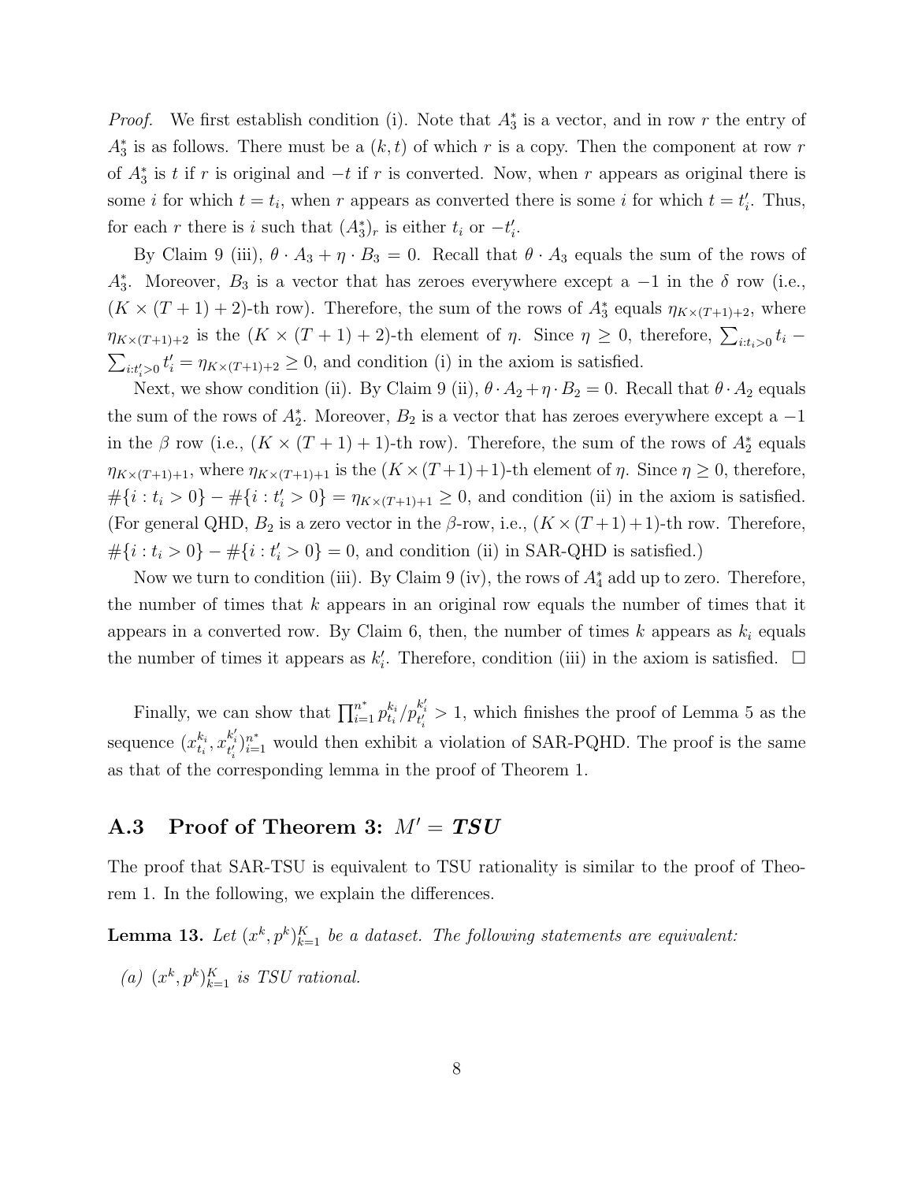*Proof.* We first establish condition (i). Note that $A_3^*$ is a vector, and in row $r$ the entry of $A_3^*$ is as follows. There must be a $(k, t)$ of which $r$ is a copy. Then the component at row $r$ of $A_3^*$ is $t$ if $r$ is original and $-t$ if $r$ is converted. Now, when $r$ appears as original there is some $i$ for which $t = t_i$, when $r$ appears as converted there is some $i$ for which $t = t'_i$. Thus, for each $r$ there is $i$ such that $(A_3^*)_r$ is either $t_i$ or $-t'_i$.

By Claim 9 (iii), $\theta \cdot A_3 + \eta \cdot B_3 = 0$. Recall that $\theta \cdot A_3$ equals the sum of the rows of $A_3^*$. Moreover, $B_3$ is a vector that has zeroes everywhere except a $-1$ in the $\delta$ row (i.e., $(K \times (T+1) + 2)$-th row). Therefore, the sum of the rows of $A_3^*$ equals $\eta_{K\times(T+1)+2}$, where $\eta_{K\times(T+1)+2}$ is the $(K \times (T+1) + 2)$-th element of $\eta$. Since $\eta \geq 0$, therefore, $\sum_{i:t_i>0} t_i - \sum_{i:t'_i>0} t'_i = \eta_{K\times(T+1)+2} \geq 0$, and condition (i) in the axiom is satisfied.

Next, we show condition (ii). By Claim 9 (ii), $\theta \cdot A_2 + \eta \cdot B_2 = 0$. Recall that $\theta \cdot A_2$ equals the sum of the rows of $A_2^*$. Moreover, $B_2$ is a vector that has zeroes everywhere except a $-1$ in the $\beta$ row (i.e., $(K \times (T+1) + 1)$-th row). Therefore, the sum of the rows of $A_2^*$ equals $\eta_{K\times(T+1)+1}$, where $\eta_{K\times(T+1)+1}$ is the $(K\times(T+1)+1)$-th element of $\eta$. Since $\eta \geq 0$, therefore, $\#\{i : t_i > 0\} - \#\{i : t'_i > 0\} = \eta_{K\times(T+1)+1} \geq 0$, and condition (ii) in the axiom is satisfied. (For general QHD, $B_2$ is a zero vector in the $\beta$-row, i.e., $(K\times(T+1)+1)$-th row. Therefore, $\#\{i : t_i > 0\} - \#\{i : t'_i > 0\} = 0$, and condition (ii) in SAR-QHD is satisfied.)

Now we turn to condition (iii). By Claim 9 (iv), the rows of $A_4^*$ add up to zero. Therefore, the number of times that $k$ appears in an original row equals the number of times that it appears in a converted row. By Claim 6, then, the number of times $k$ appears as $k_i$ equals the number of times it appears as $k'_i$. Therefore, condition (iii) in the axiom is satisfied. □

Finally, we can show that $\prod_{i=1}^{n^*} p^{k_i}_{t_i}/p^{k'_i}_{t'_i} > 1$, which finishes the proof of Lemma 5 as the sequence $(x^{k_i}_{t_i}, x^{k'_i}_{t'_i})_{i=1}^{n^*}$ would then exhibit a violation of SAR-PQHD. The proof is the same as that of the corresponding lemma in the proof of Theorem 1.

## A.3 Proof of Theorem 3: $M' = \boldsymbol{TSU}$

The proof that SAR-TSU is equivalent to TSU rationality is similar to the proof of Theorem 1. In the following, we explain the differences.

**Lemma 13.** *Let $(x^k, p^k)_{k=1}^K$ be a dataset. The following statements are equivalent:*

*(a) $(x^k, p^k)_{k=1}^K$ is TSU rational.*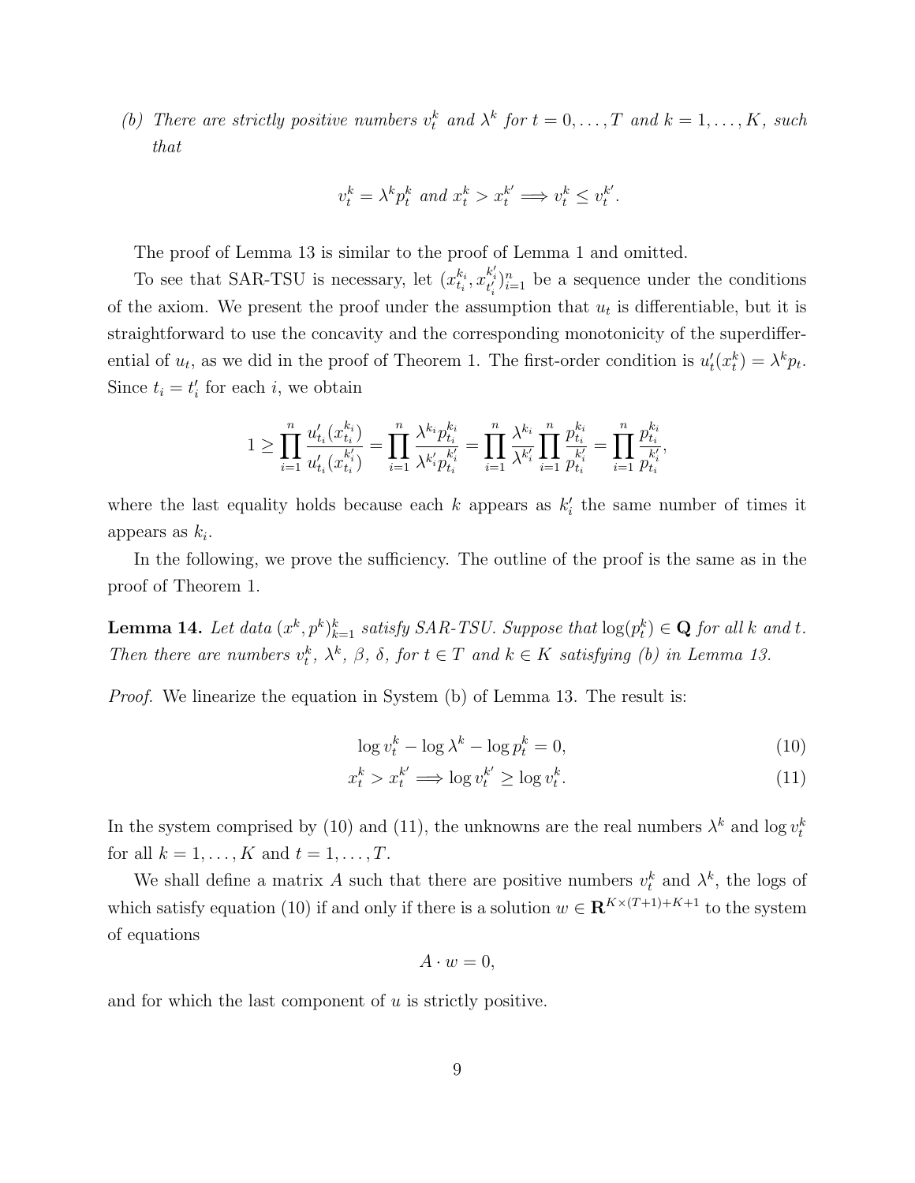(b) *There are strictly positive numbers $v_t^k$ and $\lambda^k$ for $t = 0, \ldots, T$ and $k = 1, \ldots, K$, such that*

$$v_t^k = \lambda^k p_t^k \text{ and } x_t^k > x_t^{k'} \Longrightarrow v_t^k \leq v_t^{k'}.$$

The proof of Lemma 13 is similar to the proof of Lemma 1 and omitted.

To see that SAR-TSU is necessary, let $(x_{t_i}^{k_i}, x_{t_i'}^{k_i'})_{i=1}^n$ be a sequence under the conditions of the axiom. We present the proof under the assumption that $u_t$ is differentiable, but it is straightforward to use the concavity and the corresponding monotonicity of the superdifferential of $u_t$, as we did in the proof of Theorem 1. The first-order condition is $u_t'(x_t^k) = \lambda^k p_t$. Since $t_i = t_i'$ for each $i$, we obtain

$$1 \geq \prod_{i=1}^n \frac{u_{t_i}'(x_{t_i}^{k_i})}{u_{t_i}'(x_{t_i}^{k_i'})} = \prod_{i=1}^n \frac{\lambda^{k_i} p_{t_i}^{k_i}}{\lambda^{k_i'} p_{t_i}^{k_i'}} = \prod_{i=1}^n \frac{\lambda^{k_i}}{\lambda^{k_i'}} \prod_{i=1}^n \frac{p_{t_i}^{k_i}}{p_{t_i}^{k_i'}} = \prod_{i=1}^n \frac{p_{t_i}^{k_i}}{p_{t_i}^{k_i'}},$$

where the last equality holds because each $k$ appears as $k_i'$ the same number of times it appears as $k_i$.

In the following, we prove the sufficiency. The outline of the proof is the same as in the proof of Theorem 1.

**Lemma 14.** *Let data $(x^k, p^k)_{k=1}^k$ satisfy SAR-TSU. Suppose that $\log(p_t^k) \in \mathbf{Q}$ for all $k$ and $t$. Then there are numbers $v_t^k$, $\lambda^k$, $\beta$, $\delta$, for $t \in T$ and $k \in K$ satisfying (b) in Lemma 13.*

*Proof.* We linearize the equation in System (b) of Lemma 13. The result is:

$$\log v_t^k - \log \lambda^k - \log p_t^k = 0, \tag{10}$$

$$x_t^k > x_t^{k'} \Longrightarrow \log v_t^{k'} \geq \log v_t^k. \tag{11}$$

In the system comprised by (10) and (11), the unknowns are the real numbers $\lambda^k$ and $\log v_t^k$ for all $k = 1, \ldots, K$ and $t = 1, \ldots, T$.

We shall define a matrix $A$ such that there are positive numbers $v_t^k$ and $\lambda^k$, the logs of which satisfy equation (10) if and only if there is a solution $w \in \mathbf{R}^{K \times (T+1)+K+1}$ to the system of equations

$$A \cdot w = 0,$$

and for which the last component of $u$ is strictly positive.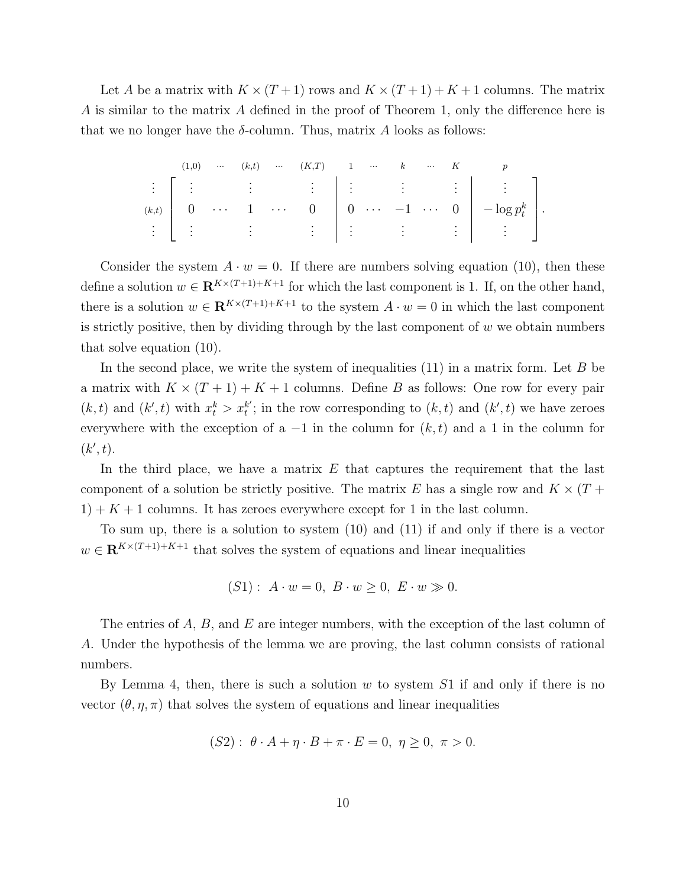Let $A$ be a matrix with $K \times (T+1)$ rows and $K \times (T+1) + K + 1$ columns. The matrix $A$ is similar to the matrix $A$ defined in the proof of Theorem 1, only the difference here is that we no longer have the $\delta$-column. Thus, matrix $A$ looks as follows:

$$
\begin{array}{c}
\\
\vdots \\
(k,t) \\
\vdots
\end{array}
\begin{array}{c}
\begin{array}{ccccccccccc}
\scriptstyle (1,0) & \scriptstyle \cdots & \scriptstyle (k,t) & \scriptstyle \cdots & \scriptstyle (K,T) & \scriptstyle 1 & \scriptstyle \cdots & \scriptstyle k & \scriptstyle \cdots & \scriptstyle K & \scriptstyle p
\end{array} \\
\left[
\begin{array}{ccccc|ccccc|c}
\vdots & & \vdots & & \vdots & \vdots & & \vdots & & \vdots & \vdots \\
0 & \cdots & 1 & \cdots & 0 & 0 & \cdots & -1 & \cdots & 0 & -\log p_t^k \\
\vdots & & \vdots & & \vdots & \vdots & & \vdots & & \vdots & \vdots
\end{array}
\right].
\end{array}
$$

Consider the system $A \cdot w = 0$. If there are numbers solving equation (10), then these define a solution $w \in \mathbf{R}^{K \times (T+1)+K+1}$ for which the last component is 1. If, on the other hand, there is a solution $w \in \mathbf{R}^{K \times (T+1)+K+1}$ to the system $A \cdot w = 0$ in which the last component is strictly positive, then by dividing through by the last component of $w$ we obtain numbers that solve equation (10).

In the second place, we write the system of inequalities (11) in a matrix form. Let $B$ be a matrix with $K \times (T+1) + K + 1$ columns. Define $B$ as follows: One row for every pair $(k,t)$ and $(k',t)$ with $x_t^k > x_t^{k'}$; in the row corresponding to $(k,t)$ and $(k',t)$ we have zeroes everywhere with the exception of a $-1$ in the column for $(k,t)$ and a 1 in the column for $(k',t)$.

In the third place, we have a matrix $E$ that captures the requirement that the last component of a solution be strictly positive. The matrix $E$ has a single row and $K \times (T+1) + K + 1$ columns. It has zeroes everywhere except for 1 in the last column.

To sum up, there is a solution to system (10) and (11) if and only if there is a vector $w \in \mathbf{R}^{K \times (T+1)+K+1}$ that solves the system of equations and linear inequalities

$$
(S1): \ A \cdot w = 0, \ B \cdot w \geq 0, \ E \cdot w \gg 0.
$$

The entries of $A$, $B$, and $E$ are integer numbers, with the exception of the last column of $A$. Under the hypothesis of the lemma we are proving, the last column consists of rational numbers.

By Lemma 4, then, there is such a solution $w$ to system $S1$ if and only if there is no vector $(\theta, \eta, \pi)$ that solves the system of equations and linear inequalities

$$
(S2): \ \theta \cdot A + \eta \cdot B + \pi \cdot E = 0, \ \eta \geq 0, \ \pi > 0.
$$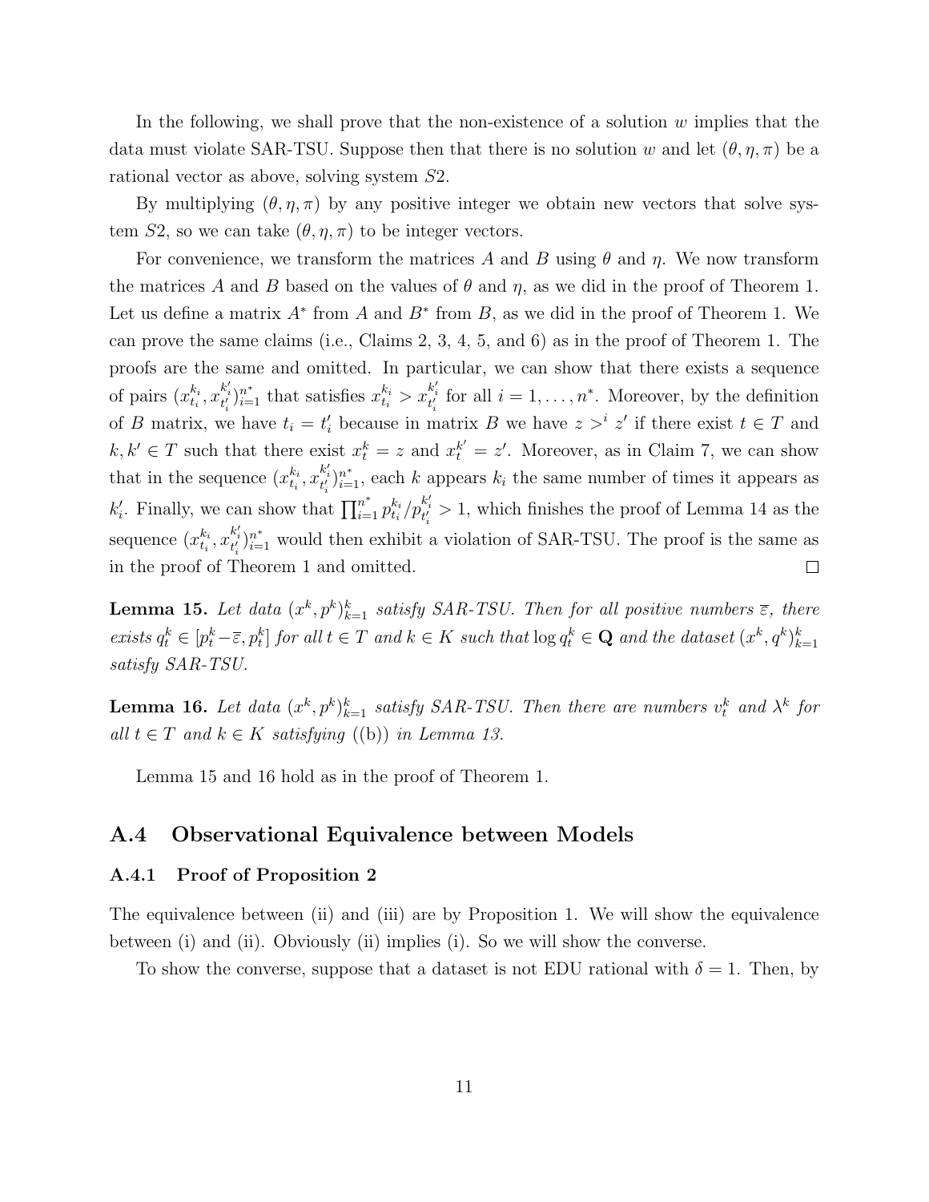In the following, we shall prove that the non-existence of a solution $w$ implies that the data must violate SAR-TSU. Suppose then that there is no solution $w$ and let $(\theta, \eta, \pi)$ be a rational vector as above, solving system $S2$.

By multiplying $(\theta, \eta, \pi)$ by any positive integer we obtain new vectors that solve system $S2$, so we can take $(\theta, \eta, \pi)$ to be integer vectors.

For convenience, we transform the matrices $A$ and $B$ using $\theta$ and $\eta$. We now transform the matrices $A$ and $B$ based on the values of $\theta$ and $\eta$, as we did in the proof of Theorem 1. Let us define a matrix $A^*$ from $A$ and $B^*$ from $B$, as we did in the proof of Theorem 1. We can prove the same claims (i.e., Claims 2, 3, 4, 5, and 6) as in the proof of Theorem 1. The proofs are the same and omitted. In particular, we can show that there exists a sequence of pairs $(x^{k_i}_{t_i}, x^{k'_i}_{t'_i})_{i=1}^{n^*}$ that satisfies $x^{k_i}_{t_i} > x^{k'_i}_{t'_i}$ for all $i = 1, \ldots, n^*$. Moreover, by the definition of $B$ matrix, we have $t_i = t'_i$ because in matrix $B$ we have $z >^i z'$ if there exist $t \in T$ and $k, k' \in T$ such that there exist $x^k_t = z$ and $x^{k'}_t = z'$. Moreover, as in Claim 7, we can show that in the sequence $(x^{k_i}_{t_i}, x^{k'_i}_{t'_i})_{i=1}^{n^*}$, each $k$ appears $k_i$ the same number of times it appears as $k'_i$. Finally, we can show that $\prod_{i=1}^{n^*} p^{k_i}_{t_i}/p^{k'_i}_{t'_i} > 1$, which finishes the proof of Lemma 14 as the sequence $(x^{k_i}_{t_i}, x^{k'_i}_{t'_i})_{i=1}^{n^*}$ would then exhibit a violation of SAR-TSU. The proof is the same as in the proof of Theorem 1 and omitted. $\square$

**Lemma 15.** *Let data $(x^k, p^k)_{k=1}^k$ satisfy SAR-TSU. Then for all positive numbers $\bar{\varepsilon}$, there exists $q^k_t \in [p^k_t - \bar{\varepsilon}, p^k_t]$ for all $t \in T$ and $k \in K$ such that $\log q^k_t \in \mathbf{Q}$ and the dataset $(x^k, q^k)_{k=1}^k$ satisfy SAR-TSU.*

**Lemma 16.** *Let data $(x^k, p^k)_{k=1}^k$ satisfy SAR-TSU. Then there are numbers $v^k_t$ and $\lambda^k$ for all $t \in T$ and $k \in K$ satisfying ((b)) in Lemma 13.*

Lemma 15 and 16 hold as in the proof of Theorem 1.

## A.4 Observational Equivalence between Models

### A.4.1 Proof of Proposition 2

The equivalence between (ii) and (iii) are by Proposition 1. We will show the equivalence between (i) and (ii). Obviously (ii) implies (i). So we will show the converse.

To show the converse, suppose that a dataset is not EDU rational with $\delta = 1$. Then, by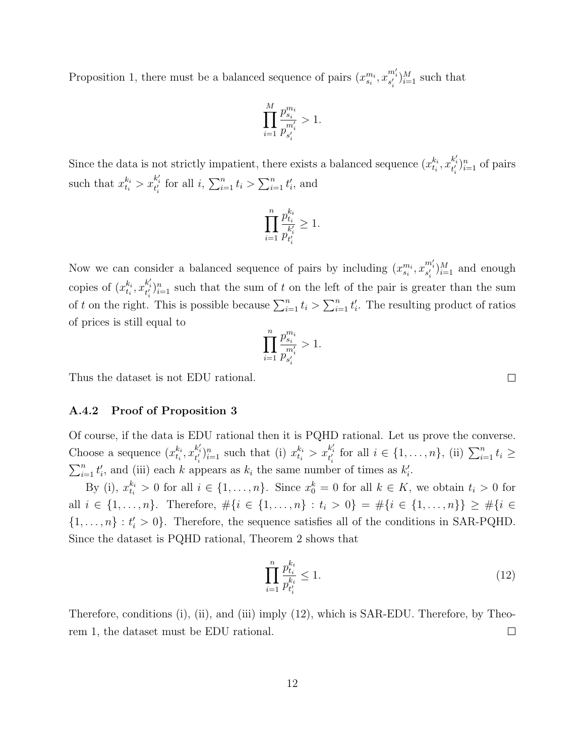Proposition 1, there must be a balanced sequence of pairs $(x^{m_i}_{s_i}, x^{m'_i}_{s'_i})_{i=1}^M$ such that

$$\prod_{i=1}^{M} \frac{p^{m_i}_{s_i}}{p^{m'_i}_{s'_i}} > 1.$$

Since the data is not strictly impatient, there exists a balanced sequence $(x^{k_i}_{t_i}, x^{k'_i}_{t'_i})_{i=1}^n$ of pairs such that $x^{k_i}_{t_i} > x^{k'_i}_{t'_i}$ for all $i$, $\sum_{i=1}^n t_i > \sum_{i=1}^n t'_i$, and

$$\prod_{i=1}^{n} \frac{p^{k_i}_{t_i}}{p^{k'_i}_{t'_i}} \geq 1.$$

Now we can consider a balanced sequence of pairs by including $(x^{m_i}_{s_i}, x^{m'_i}_{s'_i})_{i=1}^M$ and enough copies of $(x^{k_i}_{t_i}, x^{k'_i}_{t'_i})_{i=1}^n$ such that the sum of $t$ on the left of the pair is greater than the sum of $t$ on the right. This is possible because $\sum_{i=1}^n t_i > \sum_{i=1}^n t'_i$. The resulting product of ratios of prices is still equal to

$$\prod_{i=1}^{n} \frac{p^{m_i}_{s_i}}{p^{m'_i}_{s'_i}} > 1.$$

Thus the dataset is not EDU rational. □

### A.4.2 Proof of Proposition 3

Of course, if the data is EDU rational then it is PQHD rational. Let us prove the converse. Choose a sequence $(x^{k_i}_{t_i}, x^{k'_i}_{t'_i})_{i=1}^n$ such that (i) $x^{k_i}_{t_i} > x^{k'_i}_{t'_i}$ for all $i \in \{1, \ldots, n\}$, (ii) $\sum_{i=1}^n t_i \geq \sum_{i=1}^n t'_i$, and (iii) each $k$ appears as $k_i$ the same number of times as $k'_i$.

By (i), $x^{k_i}_{t_i} > 0$ for all $i \in \{1, \ldots, n\}$. Since $x^k_0 = 0$ for all $k \in K$, we obtain $t_i > 0$ for all $i \in \{1, \ldots, n\}$. Therefore, $\#\{i \in \{1, \ldots, n\} : t_i > 0\} = \#\{i \in \{1, \ldots, n\}\} \geq \#\{i \in \{1, \ldots, n\} : t'_i > 0\}$. Therefore, the sequence satisfies all of the conditions in SAR-PQHD. Since the dataset is PQHD rational, Theorem 2 shows that

$$\prod_{i=1}^{n} \frac{p^{k_i}_{t_i}}{p^{k_i}_{t'_i}} \leq 1. \tag{12}$$

Therefore, conditions (i), (ii), and (iii) imply (12), which is SAR-EDU. Therefore, by Theorem 1, the dataset must be EDU rational. □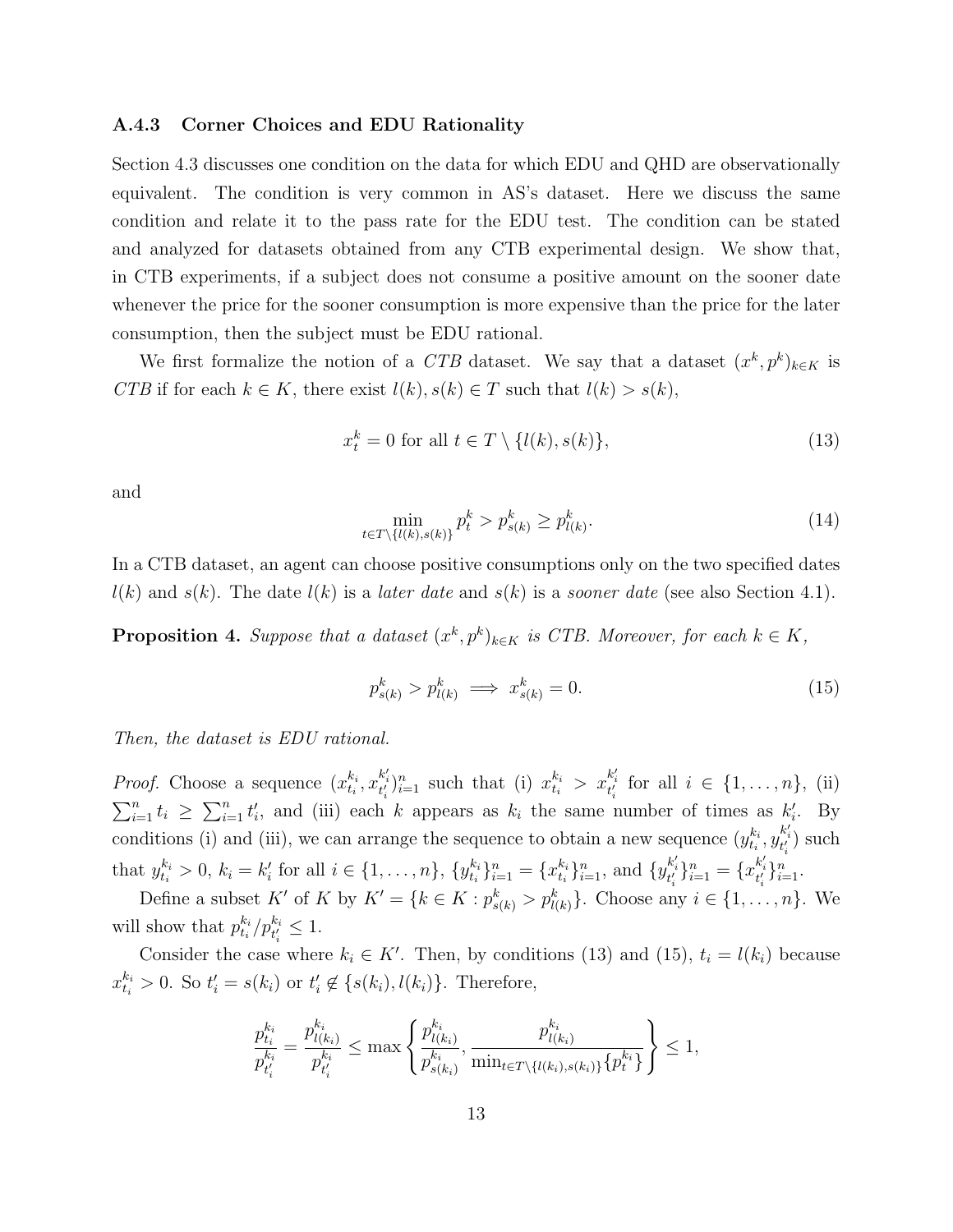### A.4.3 Corner Choices and EDU Rationality

Section 4.3 discusses one condition on the data for which EDU and QHD are observationally equivalent. The condition is very common in AS's dataset. Here we discuss the same condition and relate it to the pass rate for the EDU test. The condition can be stated and analyzed for datasets obtained from any CTB experimental design. We show that, in CTB experiments, if a subject does not consume a positive amount on the sooner date whenever the price for the sooner consumption is more expensive than the price for the later consumption, then the subject must be EDU rational.

We first formalize the notion of a *CTB* dataset. We say that a dataset $(x^k, p^k)_{k\in K}$ is *CTB* if for each $k \in K$, there exist $l(k), s(k) \in T$ such that $l(k) > s(k)$,

$$x_t^k = 0 \text{ for all } t \in T \setminus \{l(k), s(k)\}, \tag{13}$$

and

$$\min_{t\in T\setminus\{l(k),s(k)\}} p_t^k > p_{s(k)}^k \geq p_{l(k)}^k. \tag{14}$$

In a CTB dataset, an agent can choose positive consumptions only on the two specified dates $l(k)$ and $s(k)$. The date $l(k)$ is a *later date* and $s(k)$ is a *sooner date* (see also Section 4.1).

**Proposition 4.** *Suppose that a dataset $(x^k, p^k)_{k\in K}$ is CTB. Moreover, for each $k \in K$,*

$$p_{s(k)}^k > p_{l(k)}^k \implies x_{s(k)}^k = 0. \tag{15}$$

*Then, the dataset is EDU rational.*

*Proof.* Choose a sequence $(x_{t_i}^{k_i}, x_{t_i'}^{k_i'})_{i=1}^n$ such that (i) $x_{t_i}^{k_i} > x_{t_i'}^{k_i'}$ for all $i \in \{1, \dots, n\}$, (ii) $\sum_{i=1}^n t_i \geq \sum_{i=1}^n t_i'$, and (iii) each $k$ appears as $k_i$ the same number of times as $k_i'$. By conditions (i) and (iii), we can arrange the sequence to obtain a new sequence $(y_{t_i}^{k_i}, y_{t_i'}^{k_i'})$ such that $y_{t_i}^{k_i} > 0$, $k_i = k_i'$ for all $i \in \{1, \dots, n\}$, $\{y_{t_i}^{k_i}\}_{i=1}^n = \{x_{t_i}^{k_i}\}_{i=1}^n$, and $\{y_{t_i'}^{k_i'}\}_{i=1}^n = \{x_{t_i'}^{k_i'}\}_{i=1}^n$.

Define a subset $K'$ of $K$ by $K' = \{k \in K : p_{s(k)}^k > p_{l(k)}^k\}$. Choose any $i \in \{1, \dots, n\}$. We will show that $p_{t_i}^{k_i}/p_{t_i'}^{k_i} \leq 1$.

Consider the case where $k_i \in K'$. Then, by conditions (13) and (15), $t_i = l(k_i)$ because $x_{t_i}^{k_i} > 0$. So $t_i' = s(k_i)$ or $t_i' \notin \{s(k_i), l(k_i)\}$. Therefore,

$$\frac{p_{t_i}^{k_i}}{p_{t_i'}^{k_i}} = \frac{p_{l(k_i)}^{k_i}}{p_{t_i'}^{k_i}} \leq \max\left\{\frac{p_{l(k_i)}^{k_i}}{p_{s(k_i)}^{k_i}}, \frac{p_{l(k_i)}^{k_i}}{\min_{t\in T\setminus\{l(k_i),s(k_i)\}}\{p_t^{k_i}\}}\right\} \leq 1,$$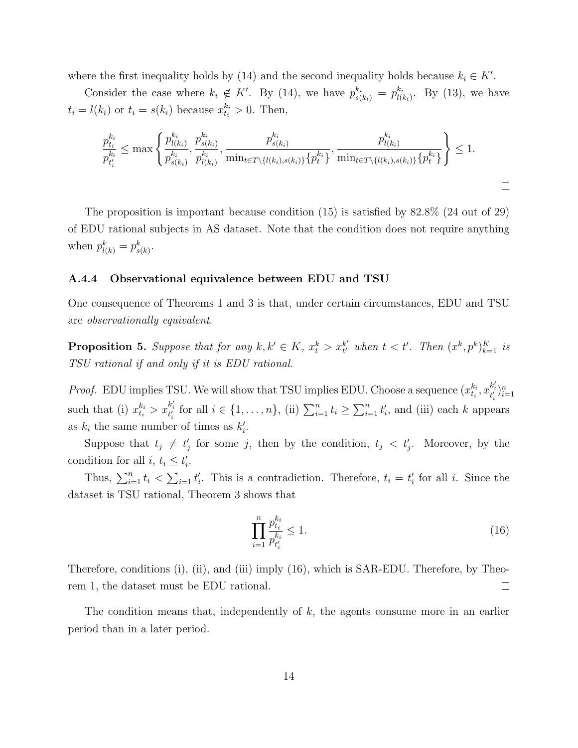where the first inequality holds by (14) and the second inequality holds because $k_i \in K'$.

Consider the case where $k_i \notin K'$. By (14), we have $p^{k_i}_{s(k_i)} = p^{k_i}_{l(k_i)}$. By (13), we have $t_i = l(k_i)$ or $t_i = s(k_i)$ because $x^{k_i}_{t_i} > 0$. Then,

$$\frac{p^{k_i}_{t_i}}{p^{k_i}_{t'_i}} \leq \max\left\{ \frac{p^{k_i}_{l(k_i)}}{p^{k_i}_{s(k_i)}}, \frac{p^{k_i}_{s(k_i)}}{p^{k_i}_{l(k_i)}}, \frac{p^{k_i}_{s(k_i)}}{\min_{t \in T \setminus \{l(k_i), s(k_i)\}}\{p^{k_i}_t\}}, \frac{p^{k_i}_{l(k_i)}}{\min_{t \in T \setminus \{l(k_i), s(k_i)\}}\{p^{k_i}_t\}} \right\} \leq 1.$$

□

The proposition is important because condition (15) is satisfied by 82.8% (24 out of 29) of EDU rational subjects in AS dataset. Note that the condition does not require anything when $p^k_{l(k)} = p^k_{s(k)}$.

### A.4.4 Observational equivalence between EDU and TSU

One consequence of Theorems 1 and 3 is that, under certain circumstances, EDU and TSU are *observationally equivalent*.

**Proposition 5.** *Suppose that for any $k, k' \in K$, $x^k_t > x^{k'}_{t'}$ when $t < t'$. Then $(x^k, p^k)^K_{k=1}$ is TSU rational if and only if it is EDU rational.*

*Proof.* EDU implies TSU. We will show that TSU implies EDU. Choose a sequence $(x^{k_i}_{t_i}, x^{k'_i}_{t'_i})^n_{i=1}$ such that (i) $x^{k_i}_{t_i} > x^{k'_i}_{t'_i}$ for all $i \in \{1, \ldots, n\}$, (ii) $\sum^n_{i=1} t_i \geq \sum^n_{i=1} t'_i$, and (iii) each $k$ appears as $k_i$ the same number of times as $k'_i$.

Suppose that $t_j \neq t'_j$ for some $j$, then by the condition, $t_j < t'_j$. Moreover, by the condition for all $i$, $t_i \leq t'_i$.

Thus, $\sum^n_{i=1} t_i < \sum_{i=1} t'_i$. This is a contradiction. Therefore, $t_i = t'_i$ for all $i$. Since the dataset is TSU rational, Theorem 3 shows that

$$\prod^n_{i=1} \frac{p^{k_i}_{t_i}}{p^{k_i}_{t'_i}} \leq 1. \tag{16}$$

Therefore, conditions (i), (ii), and (iii) imply (16), which is SAR-EDU. Therefore, by Theorem 1, the dataset must be EDU rational. □

The condition means that, independently of $k$, the agents consume more in an earlier period than in a later period.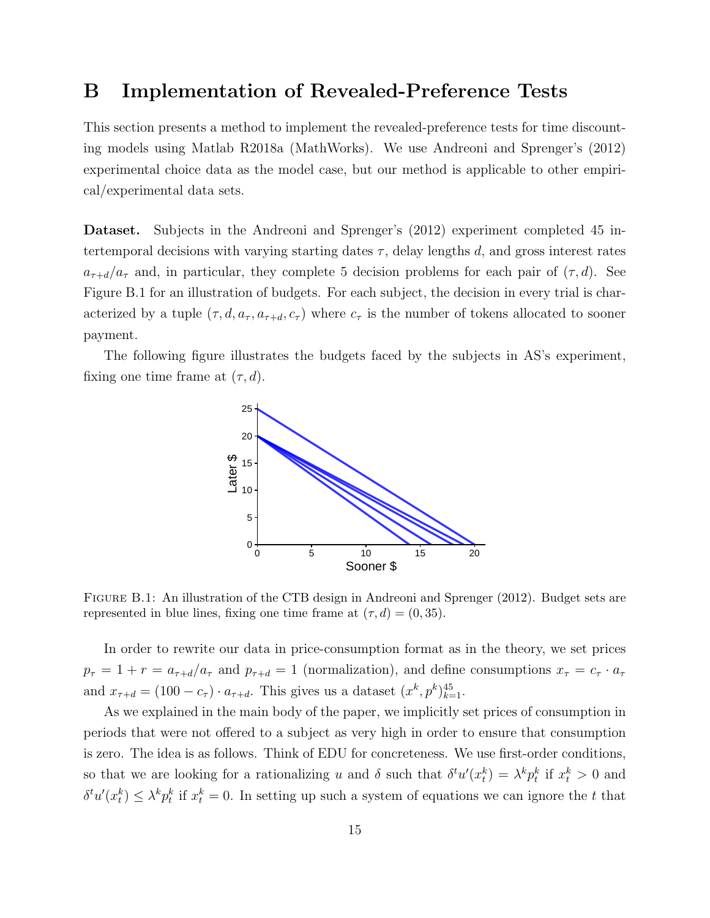# B Implementation of Revealed-Preference Tests

This section presents a method to implement the revealed-preference tests for time discounting models using Matlab R2018a (MathWorks). We use Andreoni and Sprenger's (2012) experimental choice data as the model case, but our method is applicable to other empirical/experimental data sets.

**Dataset.** Subjects in the Andreoni and Sprenger's (2012) experiment completed 45 intertemporal decisions with varying starting dates $\tau$, delay lengths $d$, and gross interest rates $a_{\tau+d}/a_\tau$ and, in particular, they complete 5 decision problems for each pair of $(\tau, d)$. See Figure B.1 for an illustration of budgets. For each subject, the decision in every trial is characterized by a tuple $(\tau, d, a_\tau, a_{\tau+d}, c_\tau)$ where $c_\tau$ is the number of tokens allocated to sooner payment.

The following figure illustrates the budgets faced by the subjects in AS's experiment, fixing one time frame at $(\tau, d)$.

Figure B.1: An illustration of the CTB design in Andreoni and Sprenger (2012). Budget sets are represented in blue lines, fixing one time frame at $(\tau, d) = (0, 35)$.

In order to rewrite our data in price-consumption format as in the theory, we set prices $p_\tau = 1 + r = a_{\tau+d}/a_\tau$ and $p_{\tau+d} = 1$ (normalization), and define consumptions $x_\tau = c_\tau \cdot a_\tau$ and $x_{\tau+d} = (100 - c_\tau) \cdot a_{\tau+d}$. This gives us a dataset $(x^k, p^k)_{k=1}^{45}$.

As we explained in the main body of the paper, we implicitly set prices of consumption in periods that were not offered to a subject as very high in order to ensure that consumption is zero. The idea is as follows. Think of EDU for concreteness. We use first-order conditions, so that we are looking for a rationalizing $u$ and $\delta$ such that $\delta^t u'(x_t^k) = \lambda^k p_t^k$ if $x_t^k > 0$ and $\delta^t u'(x_t^k) \leq \lambda^k p_t^k$ if $x_t^k = 0$. In setting up such a system of equations we can ignore the $t$ that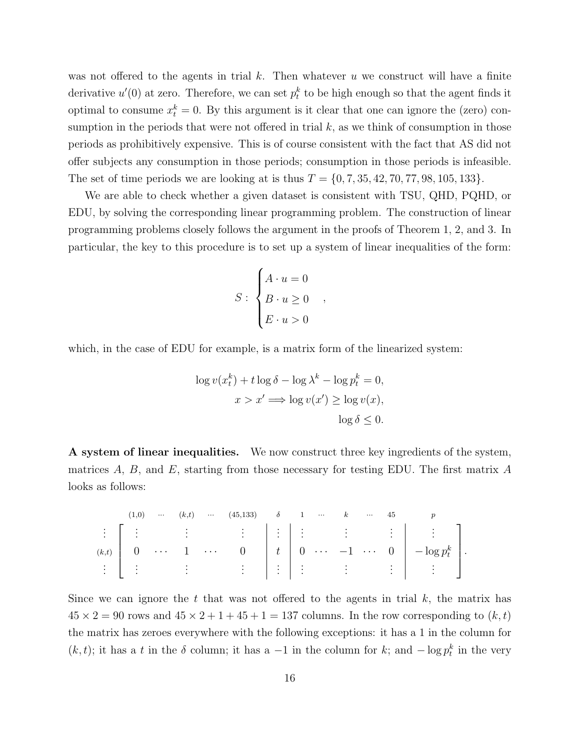was not offered to the agents in trial $k$. Then whatever $u$ we construct will have a finite derivative $u'(0)$ at zero. Therefore, we can set $p^k_t$ to be high enough so that the agent finds it optimal to consume $x^k_t = 0$. By this argument is it clear that one can ignore the (zero) consumption in the periods that were not offered in trial $k$, as we think of consumption in those periods as prohibitively expensive. This is of course consistent with the fact that AS did not offer subjects any consumption in those periods; consumption in those periods is infeasible. The set of time periods we are looking at is thus $T = \{0, 7, 35, 42, 70, 77, 98, 105, 133\}$.

We are able to check whether a given dataset is consistent with TSU, QHD, PQHD, or EDU, by solving the corresponding linear programming problem. The construction of linear programming problems closely follows the argument in the proofs of Theorem 1, 2, and 3. In particular, the key to this procedure is to set up a system of linear inequalities of the form:

$$S: \begin{cases} A \cdot u = 0 \\ B \cdot u \geq 0 \\ E \cdot u > 0 \end{cases},$$

which, in the case of EDU for example, is a matrix form of the linearized system:

$$\begin{aligned} \log v(x^k_t) + t \log \delta - \log \lambda^k - \log p^k_t = 0, \\ x > x' \Longrightarrow \log v(x') \geq \log v(x), \\ \log \delta \leq 0. \end{aligned}$$

**A system of linear inequalities.** We now construct three key ingredients of the system, matrices $A$, $B$, and $E$, starting from those necessary for testing EDU. The first matrix $A$ looks as follows:

$$\begin{array}{c} \\ \vdots \\ (k,t) \\ \vdots \end{array} \begin{array}{c} \begin{array}{ccccccccccccc} (1,0) & \cdots & (k,t) & \cdots & (45,133) & \delta & 1 & \cdots & k & \cdots & 45 & p \end{array} \\ \left[ \begin{array}{ccccc|c|ccccc|c} \vdots & & \vdots & & \vdots & \vdots & \vdots & & \vdots & & \vdots & \vdots \\ 0 & \cdots & 1 & \cdots & 0 & t & 0 & \cdots & -1 & \cdots & 0 & -\log p^k_t \\ \vdots & & \vdots & & \vdots & \vdots & \vdots & & \vdots & & \vdots & \vdots \end{array} \right]. \end{array}$$

Since we can ignore the $t$ that was not offered to the agents in trial $k$, the matrix has $45 \times 2 = 90$ rows and $45 \times 2 + 1 + 45 + 1 = 137$ columns. In the row corresponding to $(k, t)$ the matrix has zeroes everywhere with the following exceptions: it has a 1 in the column for $(k, t)$; it has a $t$ in the $\delta$ column; it has a $-1$ in the column for $k$; and $-\log p^k_t$ in the very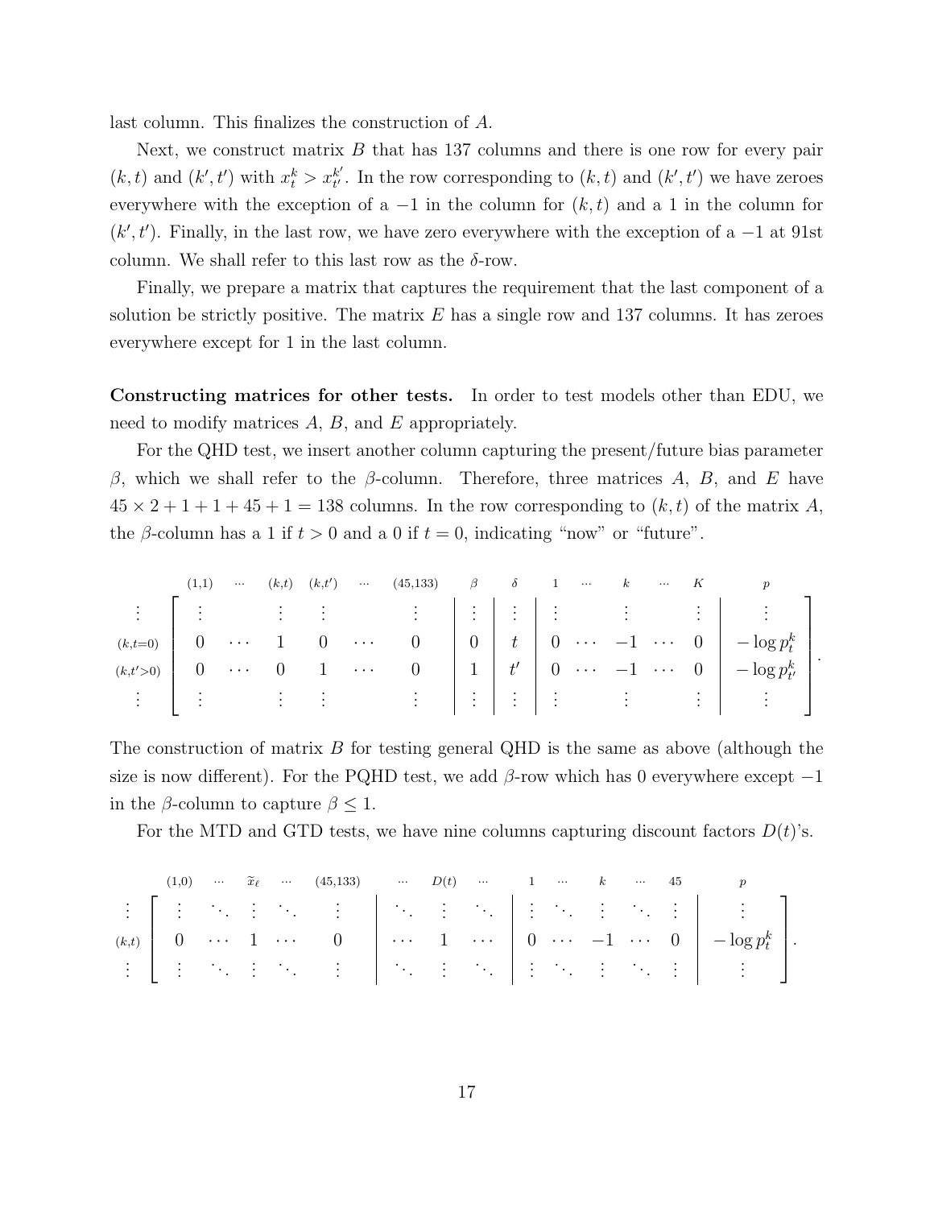last column. This finalizes the construction of $A$.

Next, we construct matrix $B$ that has 137 columns and there is one row for every pair $(k,t)$ and $(k',t')$ with $x_t^k > x_{t'}^{k'}$. In the row corresponding to $(k,t)$ and $(k',t')$ we have zeroes everywhere with the exception of a $-1$ in the column for $(k,t)$ and a 1 in the column for $(k',t')$. Finally, in the last row, we have zero everywhere with the exception of a $-1$ at 91st column. We shall refer to this last row as the $\delta$-row.

Finally, we prepare a matrix that captures the requirement that the last component of a solution be strictly positive. The matrix $E$ has a single row and 137 columns. It has zeroes everywhere except for 1 in the last column.

**Constructing matrices for other tests.** In order to test models other than EDU, we need to modify matrices $A$, $B$, and $E$ appropriately.

For the QHD test, we insert another column capturing the present/future bias parameter $\beta$, which we shall refer to the $\beta$-column. Therefore, three matrices $A$, $B$, and $E$ have $45 \times 2 + 1 + 1 + 45 + 1 = 138$ columns. In the row corresponding to $(k,t)$ of the matrix $A$, the $\beta$-column has a 1 if $t > 0$ and a 0 if $t = 0$, indicating "now" or "future".

$$
\begin{array}{c}
\vdots \\
{\scriptstyle (k,t=0)} \\
{\scriptstyle (k,t'>0)} \\
\vdots
\end{array}
\overset{
\begin{array}{cccccccccccccc}
{\scriptstyle (1,1)} & {\scriptstyle \cdots} & {\scriptstyle (k,t)} & {\scriptstyle (k,t')} & {\scriptstyle \cdots} & {\scriptstyle (45,133)} & {\scriptstyle \beta} & {\scriptstyle \delta} & {\scriptstyle 1} & {\scriptstyle \cdots} & {\scriptstyle k} & {\scriptstyle \cdots} & {\scriptstyle K} & {\scriptstyle p}
\end{array}
}{
\left[
\begin{array}{cccccc|c|c|ccccc|c}
\vdots & & \vdots & \vdots & & \vdots & \vdots & \vdots & \vdots & & \vdots & & \vdots & \vdots \\
0 & \cdots & 1 & 0 & \cdots & 0 & 0 & t & 0 & \cdots & -1 & \cdots & 0 & -\log p_t^k \\
0 & \cdots & 0 & 1 & \cdots & 0 & 1 & t' & 0 & \cdots & -1 & \cdots & 0 & -\log p_{t'}^k \\
\vdots & & \vdots & \vdots & & \vdots & \vdots & \vdots & \vdots & & \vdots & & \vdots & \vdots
\end{array}
\right]
}.
$$

The construction of matrix $B$ for testing general QHD is the same as above (although the size is now different). For the PQHD test, we add $\beta$-row which has 0 everywhere except $-1$ in the $\beta$-column to capture $\beta \leq 1$.

For the MTD and GTD tests, we have nine columns capturing discount factors $D(t)$'s.

$$
\begin{array}{c}
\vdots \\
{\scriptstyle (k,t)} \\
\vdots
\end{array}
\overset{
\begin{array}{cccccccccccccc}
{\scriptstyle (1,0)} & {\scriptstyle \cdots} & {\scriptstyle \widetilde{x}_\ell} & {\scriptstyle \cdots} & {\scriptstyle (45,133)} & {\scriptstyle \cdots} & {\scriptstyle D(t)} & {\scriptstyle \cdots} & {\scriptstyle 1} & {\scriptstyle \cdots} & {\scriptstyle k} & {\scriptstyle \cdots} & {\scriptstyle 45} & {\scriptstyle p}
\end{array}
}{
\left[
\begin{array}{ccccc|ccc|ccccc|c}
\vdots & \ddots & \vdots & \ddots & \vdots & \ddots & \vdots & \ddots & \vdots & \ddots & \vdots & \ddots & \vdots & \vdots \\
0 & \cdots & 1 & \cdots & 0 & \cdots & 1 & \cdots & 0 & \cdots & -1 & \cdots & 0 & -\log p_t^k \\
\vdots & \ddots & \vdots & \ddots & \vdots & \ddots & \vdots & \ddots & \vdots & \ddots & \vdots & \ddots & \vdots & \vdots
\end{array}
\right]
}.
$$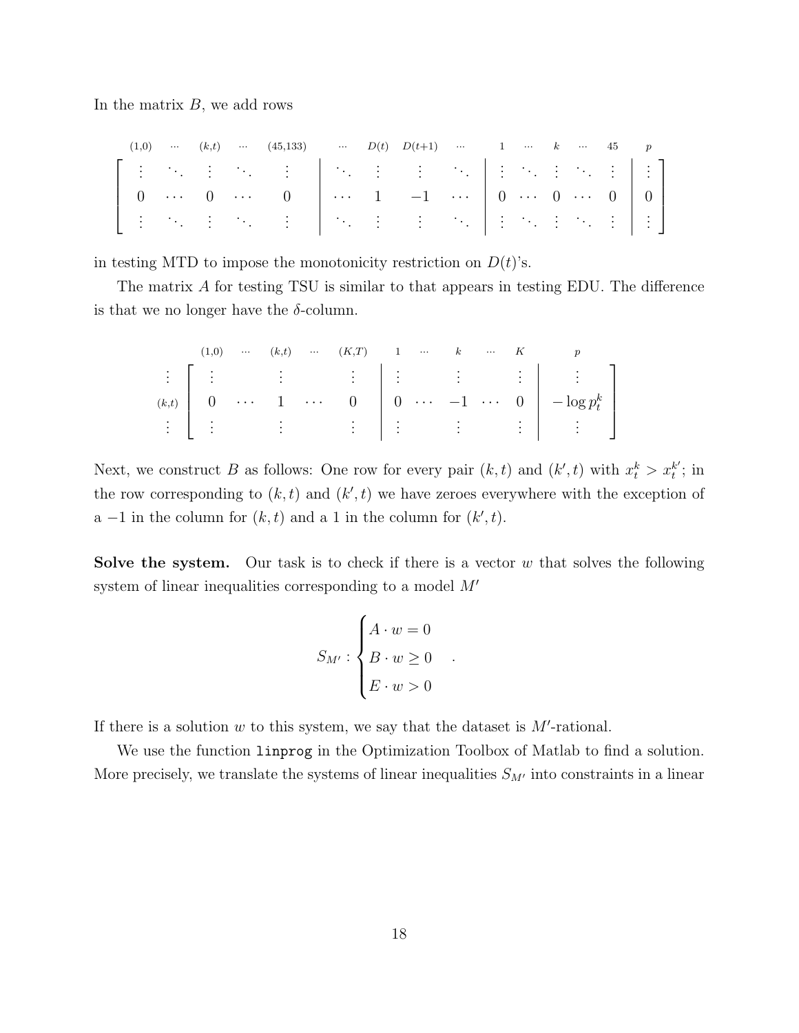In the matrix $B$, we add rows

$$
\begin{array}{c}
\begin{matrix} {\scriptstyle (1,0)} & {\scriptstyle \cdots} & {\scriptstyle (k,t)} & {\scriptstyle \cdots} & {\scriptstyle (45,133)} & & {\scriptstyle \cdots} & {\scriptstyle D(t)} & {\scriptstyle D(t+1)} & {\scriptstyle \cdots} & & {\scriptstyle 1} & {\scriptstyle \cdots} & {\scriptstyle k} & {\scriptstyle \cdots} & {\scriptstyle 45} & & {\scriptstyle p} \end{matrix} \\
\left[\begin{array}{ccccc|cccc|ccccc|c}
\vdots & \ddots & \vdots & \ddots & \vdots & \ddots & \vdots & \vdots & \ddots & \vdots & \ddots & \vdots & \ddots & \vdots & \vdots \\
0 & \cdots & 0 & \cdots & 0 & \cdots & 1 & -1 & \cdots & 0 & \cdots & 0 & \cdots & 0 & 0 \\
\vdots & \ddots & \vdots & \ddots & \vdots & \ddots & \vdots & \vdots & \ddots & \vdots & \ddots & \vdots & \ddots & \vdots & \vdots
\end{array}\right]
\end{array}
$$

in testing MTD to impose the monotonicity restriction on $D(t)$'s.

The matrix $A$ for testing TSU is similar to that appears in testing EDU. The difference is that we no longer have the $\delta$-column.

$$
\begin{array}{c}
\begin{matrix} {\scriptstyle (1,0)} & {\scriptstyle \cdots} & {\scriptstyle (k,t)} & {\scriptstyle \cdots} & {\scriptstyle (K,T)} & & {\scriptstyle 1} & {\scriptstyle \cdots} & {\scriptstyle k} & {\scriptstyle \cdots} & {\scriptstyle K} & & {\scriptstyle p} \end{matrix} \\
\begin{matrix} \vdots \\ {\scriptstyle (k,t)} \\ \vdots \end{matrix}
\left[\begin{array}{ccccc|ccccc|c}
\vdots & & \vdots & & \vdots & \vdots & & \vdots & & \vdots & \vdots \\
0 & \cdots & 1 & \cdots & 0 & 0 & \cdots & -1 & \cdots & 0 & -\log p_t^k \\
\vdots & & \vdots & & \vdots & \vdots & & \vdots & & \vdots & \vdots
\end{array}\right]
\end{array}
$$

Next, we construct $B$ as follows: One row for every pair $(k,t)$ and $(k',t)$ with $x_t^k > x_t^{k'}$; in the row corresponding to $(k,t)$ and $(k',t)$ we have zeroes everywhere with the exception of a $-1$ in the column for $(k,t)$ and a 1 in the column for $(k',t)$.

**Solve the system.** Our task is to check if there is a vector $w$ that solves the following system of linear inequalities corresponding to a model $M'$

$$
S_{M'} : \begin{cases} A \cdot w = 0 \\ B \cdot w \geq 0 \\ E \cdot w > 0 \end{cases} .
$$

If there is a solution $w$ to this system, we say that the dataset is $M'$-rational.

We use the function `linprog` in the Optimization Toolbox of Matlab to find a solution. More precisely, we translate the systems of linear inequalities $S_{M'}$ into constraints in a linear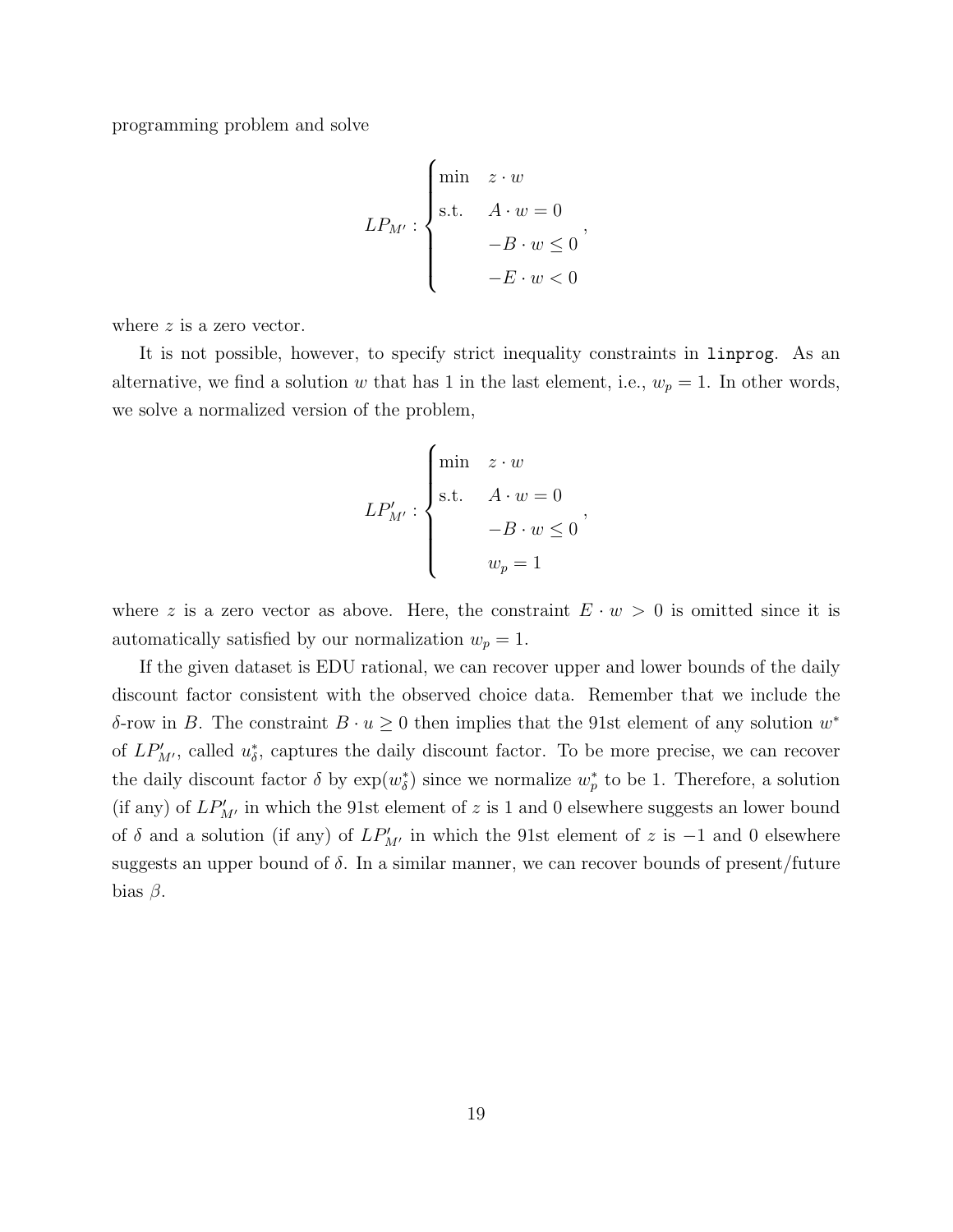programming problem and solve

$$
LP_{M'} : \begin{cases} \min & z \cdot w \\ \text{s.t.} & A \cdot w = 0 \\ & -B \cdot w \leq 0 \\ & -E \cdot w < 0 \end{cases},
$$

where $z$ is a zero vector.

It is not possible, however, to specify strict inequality constraints in `linprog`. As an alternative, we find a solution $w$ that has 1 in the last element, i.e., $w_p = 1$. In other words, we solve a normalized version of the problem,

$$
LP'_{M'} : \begin{cases} \min & z \cdot w \\ \text{s.t.} & A \cdot w = 0 \\ & -B \cdot w \leq 0 \\ & w_p = 1 \end{cases},
$$

where $z$ is a zero vector as above. Here, the constraint $E \cdot w > 0$ is omitted since it is automatically satisfied by our normalization $w_p = 1$.

If the given dataset is EDU rational, we can recover upper and lower bounds of the daily discount factor consistent with the observed choice data. Remember that we include the $\delta$-row in $B$. The constraint $B \cdot u \geq 0$ then implies that the 91st element of any solution $w^*$ of $LP'_{M'}$, called $u^*_\delta$, captures the daily discount factor. To be more precise, we can recover the daily discount factor $\delta$ by $\exp(w^*_\delta)$ since we normalize $w^*_p$ to be 1. Therefore, a solution (if any) of $LP'_{M'}$ in which the 91st element of $z$ is 1 and 0 elsewhere suggests an lower bound of $\delta$ and a solution (if any) of $LP'_{M'}$ in which the 91st element of $z$ is $-1$ and 0 elsewhere suggests an upper bound of $\delta$. In a similar manner, we can recover bounds of present/future bias $\beta$.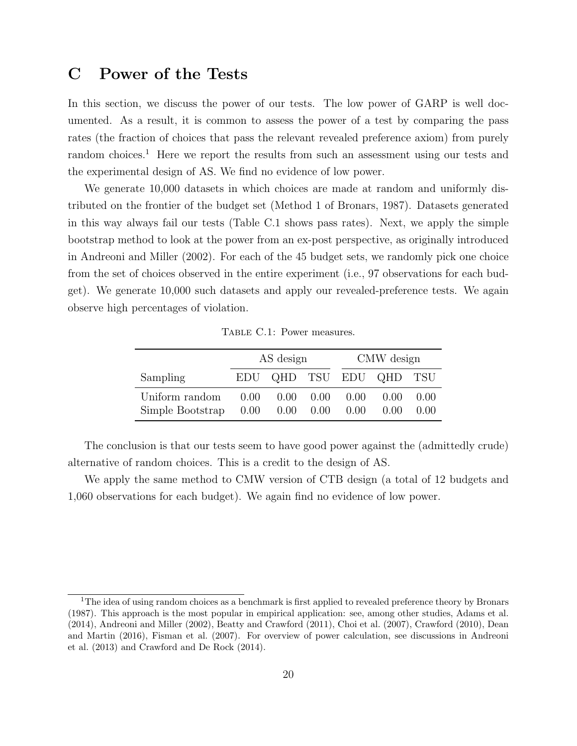# C Power of the Tests

In this section, we discuss the power of our tests. The low power of GARP is well documented. As a result, it is common to assess the power of a test by comparing the pass rates (the fraction of choices that pass the relevant revealed preference axiom) from purely random choices.[1] Here we report the results from such an assessment using our tests and the experimental design of AS. We find no evidence of low power.

We generate 10,000 datasets in which choices are made at random and uniformly distributed on the frontier of the budget set (Method 1 of Bronars, 1987). Datasets generated in this way always fail our tests (Table C.1 shows pass rates). Next, we apply the simple bootstrap method to look at the power from an ex-post perspective, as originally introduced in Andreoni and Miller (2002). For each of the 45 budget sets, we randomly pick one choice from the set of choices observed in the entire experiment (i.e., 97 observations for each budget). We generate 10,000 such datasets and apply our revealed-preference tests. We again observe high percentages of violation.

Table C.1: Power measures.

| | AS design | | | CMW design | | |
|---|---|---|---|---|---|---|
| Sampling | EDU | QHD | TSU | EDU | QHD | TSU |
| Uniform random | 0.00 | 0.00 | 0.00 | 0.00 | 0.00 | 0.00 |
| Simple Bootstrap | 0.00 | 0.00 | 0.00 | 0.00 | 0.00 | 0.00 |

The conclusion is that our tests seem to have good power against the (admittedly crude) alternative of random choices. This is a credit to the design of AS.

We apply the same method to CMW version of CTB design (a total of 12 budgets and 1,060 observations for each budget). We again find no evidence of low power.

[1] The idea of using random choices as a benchmark is first applied to revealed preference theory by Bronars (1987). This approach is the most popular in empirical application: see, among other studies, Adams et al. (2014), Andreoni and Miller (2002), Beatty and Crawford (2011), Choi et al. (2007), Crawford (2010), Dean and Martin (2016), Fisman et al. (2007). For overview of power calculation, see discussions in Andreoni et al. (2013) and Crawford and De Rock (2014).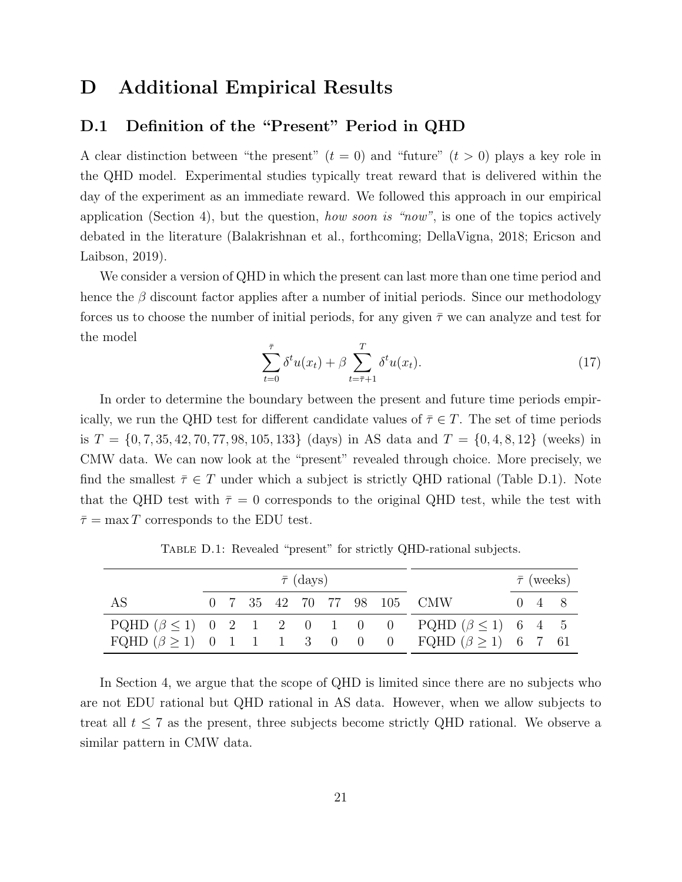# D Additional Empirical Results

## D.1 Definition of the "Present" Period in QHD

A clear distinction between "the present" ($t = 0$) and "future" ($t > 0$) plays a key role in the QHD model. Experimental studies typically treat reward that is delivered within the day of the experiment as an immediate reward. We followed this approach in our empirical application (Section 4), but the question, *how soon is "now"*, is one of the topics actively debated in the literature (Balakrishnan et al., forthcoming; DellaVigna, 2018; Ericson and Laibson, 2019).

We consider a version of QHD in which the present can last more than one time period and hence the $\beta$ discount factor applies after a number of initial periods. Since our methodology forces us to choose the number of initial periods, for any given $\bar{\tau}$ we can analyze and test for the model

$$\sum_{t=0}^{\bar{\tau}} \delta^t u(x_t) + \beta \sum_{t=\bar{\tau}+1}^{T} \delta^t u(x_t). \tag{17}$$

In order to determine the boundary between the present and future time periods empirically, we run the QHD test for different candidate values of $\bar{\tau} \in T$. The set of time periods is $T = \{0, 7, 35, 42, 70, 77, 98, 105, 133\}$ (days) in AS data and $T = \{0, 4, 8, 12\}$ (weeks) in CMW data. We can now look at the "present" revealed through choice. More precisely, we find the smallest $\bar{\tau} \in T$ under which a subject is strictly QHD rational (Table D.1). Note that the QHD test with $\bar{\tau} = 0$ corresponds to the original QHD test, while the test with $\bar{\tau} = \max T$ corresponds to the EDU test.

Table D.1: Revealed "present" for strictly QHD-rational subjects.

| | $\bar{\tau}$ (days) | | | | | | | | | $\bar{\tau}$ (weeks) | | |
|---|---|---|---|---|---|---|---|---|---|---|---|---|
| AS | 0 | 7 | 35 | 42 | 70 | 77 | 98 | 105 | CMW | 0 | 4 | 8 |
| PQHD ($\beta \leq 1$) | 0 | 2 | 1 | 2 | 0 | 1 | 0 | 0 | PQHD ($\beta \leq 1$) | 6 | 4 | 5 |
| FQHD ($\beta \geq 1$) | 0 | 1 | 1 | 1 | 3 | 0 | 0 | 0 | FQHD ($\beta \geq 1$) | 6 | 7 | 61 |

In Section 4, we argue that the scope of QHD is limited since there are no subjects who are not EDU rational but QHD rational in AS data. However, when we allow subjects to treat all $t \leq 7$ as the present, three subjects become strictly QHD rational. We observe a similar pattern in CMW data.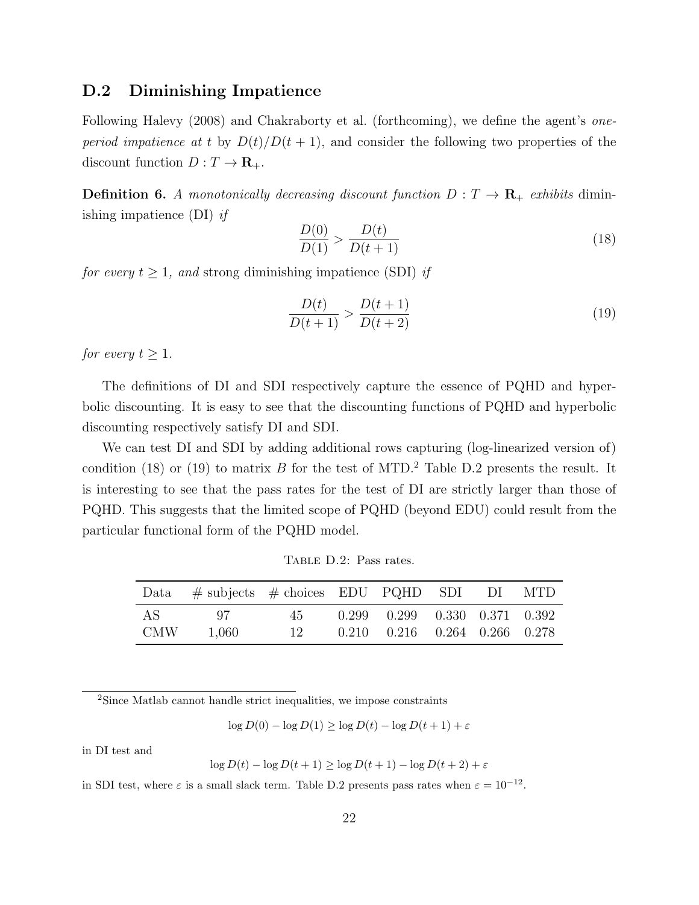## D.2 Diminishing Impatience

Following Halevy (2008) and Chakraborty et al. (forthcoming), we define the agent's *one-period impatience at t* by $D(t)/D(t+1)$, and consider the following two properties of the discount function $D : T \to \mathbf{R}_+$.

**Definition 6.** *A monotonically decreasing discount function $D : T \to \mathbf{R}_+$ exhibits* diminishing impatience (DI) *if*

$$\frac{D(0)}{D(1)} > \frac{D(t)}{D(t+1)} \tag{18}$$

*for every $t \geq 1$, and* strong diminishing impatience (SDI) *if*

$$\frac{D(t)}{D(t+1)} > \frac{D(t+1)}{D(t+2)} \tag{19}$$

*for every $t \geq 1$.*

The definitions of DI and SDI respectively capture the essence of PQHD and hyperbolic discounting. It is easy to see that the discounting functions of PQHD and hyperbolic discounting respectively satisfy DI and SDI.

We can test DI and SDI by adding additional rows capturing (log-linearized version of) condition (18) or (19) to matrix $B$ for the test of MTD.[2] Table D.2 presents the result. It is interesting to see that the pass rates for the test of DI are strictly larger than those of PQHD. This suggests that the limited scope of PQHD (beyond EDU) could result from the particular functional form of the PQHD model.

Table D.2: Pass rates.

| Data | # subjects | # choices | EDU | PQHD | SDI | DI | MTD |
|---|---|---|---|---|---|---|---|
| AS | 97 | 45 | 0.299 | 0.299 | 0.330 | 0.371 | 0.392 |
| CMW | 1,060 | 12 | 0.210 | 0.216 | 0.264 | 0.266 | 0.278 |

[2] Since Matlab cannot handle strict inequalities, we impose constraints

$$\log D(0) - \log D(1) \geq \log D(t) - \log D(t+1) + \varepsilon$$

in DI test and

$$\log D(t) - \log D(t+1) \geq \log D(t+1) - \log D(t+2) + \varepsilon$$

in SDI test, where $\varepsilon$ is a small slack term. Table D.2 presents pass rates when $\varepsilon = 10^{-12}$.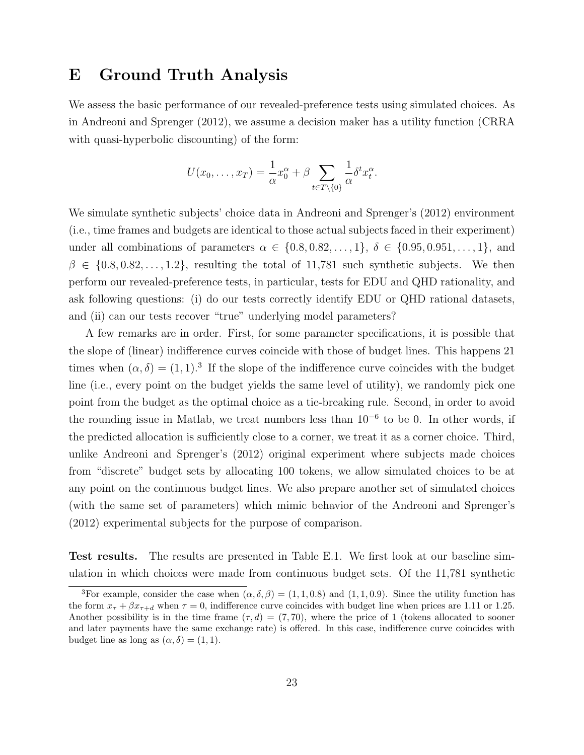# E Ground Truth Analysis

We assess the basic performance of our revealed-preference tests using simulated choices. As in Andreoni and Sprenger (2012), we assume a decision maker has a utility function (CRRA with quasi-hyperbolic discounting) of the form:

$$U(x_0, \ldots, x_T) = \frac{1}{\alpha} x_0^\alpha + \beta \sum_{t \in T \setminus \{0\}} \frac{1}{\alpha} \delta^t x_t^\alpha.$$

We simulate synthetic subjects' choice data in Andreoni and Sprenger's (2012) environment (i.e., time frames and budgets are identical to those actual subjects faced in their experiment) under all combinations of parameters $\alpha \in \{0.8, 0.82, \ldots, 1\}$, $\delta \in \{0.95, 0.951, \ldots, 1\}$, and $\beta \in \{0.8, 0.82, \ldots, 1.2\}$, resulting the total of 11,781 such synthetic subjects. We then perform our revealed-preference tests, in particular, tests for EDU and QHD rationality, and ask following questions: (i) do our tests correctly identify EDU or QHD rational datasets, and (ii) can our tests recover "true" underlying model parameters?

A few remarks are in order. First, for some parameter specifications, it is possible that the slope of (linear) indifference curves coincide with those of budget lines. This happens 21 times when $(\alpha, \delta) = (1, 1)$.[3] If the slope of the indifference curve coincides with the budget line (i.e., every point on the budget yields the same level of utility), we randomly pick one point from the budget as the optimal choice as a tie-breaking rule. Second, in order to avoid the rounding issue in Matlab, we treat numbers less than $10^{-6}$ to be 0. In other words, if the predicted allocation is sufficiently close to a corner, we treat it as a corner choice. Third, unlike Andreoni and Sprenger's (2012) original experiment where subjects made choices from "discrete" budget sets by allocating 100 tokens, we allow simulated choices to be at any point on the continuous budget lines. We also prepare another set of simulated choices (with the same set of parameters) which mimic behavior of the Andreoni and Sprenger's (2012) experimental subjects for the purpose of comparison.

**Test results.** The results are presented in Table E.1. We first look at our baseline simulation in which choices were made from continuous budget sets. Of the 11,781 synthetic

[3] For example, consider the case when $(\alpha, \delta, \beta) = (1, 1, 0.8)$ and $(1, 1, 0.9)$. Since the utility function has the form $x_\tau + \beta x_{\tau+d}$ when $\tau = 0$, indifference curve coincides with budget line when prices are 1.11 or 1.25. Another possibility is in the time frame $(\tau, d) = (7, 70)$, where the price of 1 (tokens allocated to sooner and later payments have the same exchange rate) is offered. In this case, indifference curve coincides with budget line as long as $(\alpha, \delta) = (1, 1)$.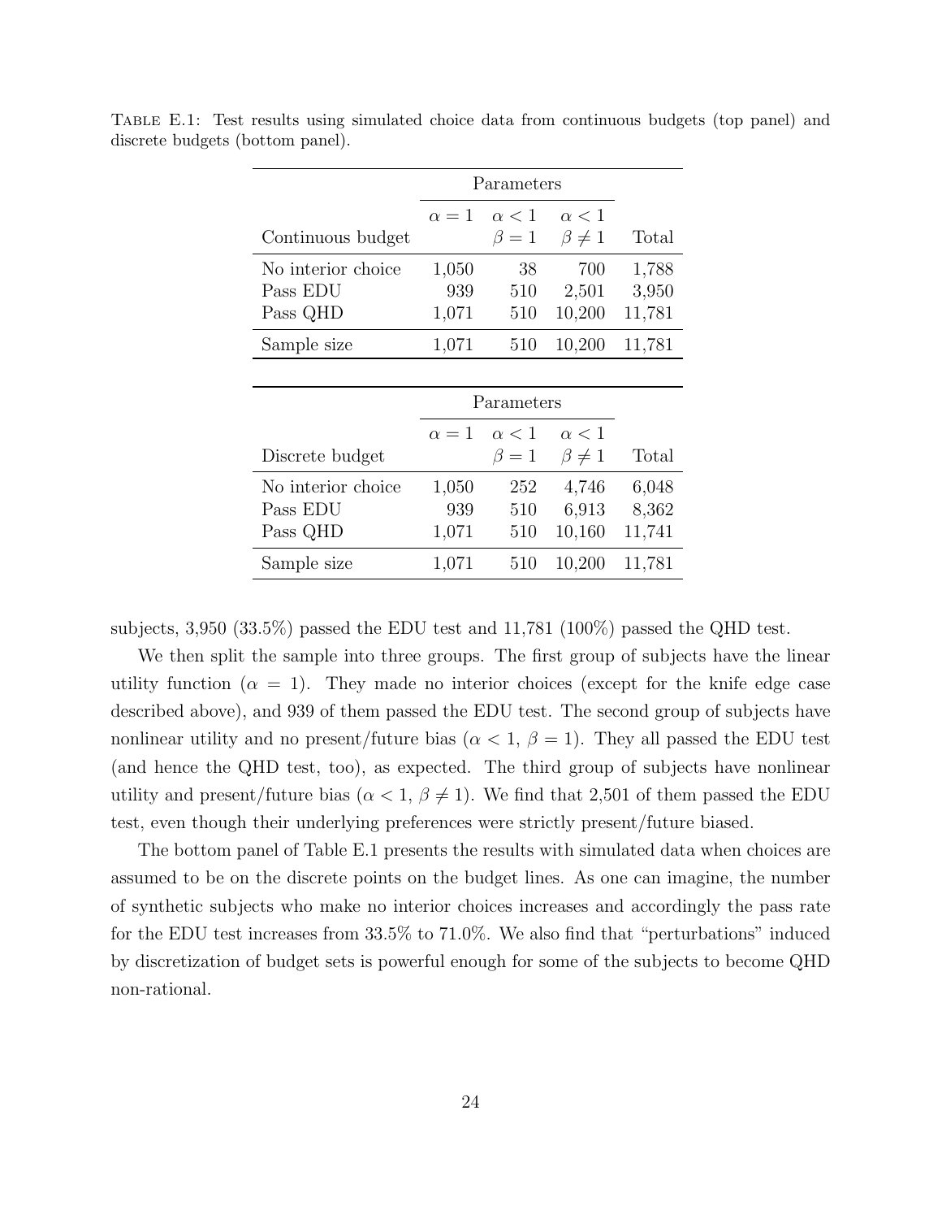TABLE E.1: Test results using simulated choice data from continuous budgets (top panel) and discrete budgets (bottom panel).

| | Parameters | | | |
|---|---|---|---|---|
| Continuous budget | $\alpha = 1$ | $\alpha < 1$<br>$\beta = 1$ | $\alpha < 1$<br>$\beta \neq 1$ | Total |
| No interior choice | 1,050 | 38 | 700 | 1,788 |
| Pass EDU | 939 | 510 | 2,501 | 3,950 |
| Pass QHD | 1,071 | 510 | 10,200 | 11,781 |
| Sample size | 1,071 | 510 | 10,200 | 11,781 |

| | Parameters | | | |
|---|---|---|---|---|
| Discrete budget | $\alpha = 1$ | $\alpha < 1$<br>$\beta = 1$ | $\alpha < 1$<br>$\beta \neq 1$ | Total |
| No interior choice | 1,050 | 252 | 4,746 | 6,048 |
| Pass EDU | 939 | 510 | 6,913 | 8,362 |
| Pass QHD | 1,071 | 510 | 10,160 | 11,741 |
| Sample size | 1,071 | 510 | 10,200 | 11,781 |

subjects, 3,950 (33.5%) passed the EDU test and 11,781 (100%) passed the QHD test.

We then split the sample into three groups. The first group of subjects have the linear utility function ($\alpha = 1$). They made no interior choices (except for the knife edge case described above), and 939 of them passed the EDU test. The second group of subjects have nonlinear utility and no present/future bias ($\alpha < 1$, $\beta = 1$). They all passed the EDU test (and hence the QHD test, too), as expected. The third group of subjects have nonlinear utility and present/future bias ($\alpha < 1$, $\beta \neq 1$). We find that 2,501 of them passed the EDU test, even though their underlying preferences were strictly present/future biased.

The bottom panel of Table E.1 presents the results with simulated data when choices are assumed to be on the discrete points on the budget lines. As one can imagine, the number of synthetic subjects who make no interior choices increases and accordingly the pass rate for the EDU test increases from 33.5% to 71.0%. We also find that "perturbations" induced by discretization of budget sets is powerful enough for some of the subjects to become QHD non-rational.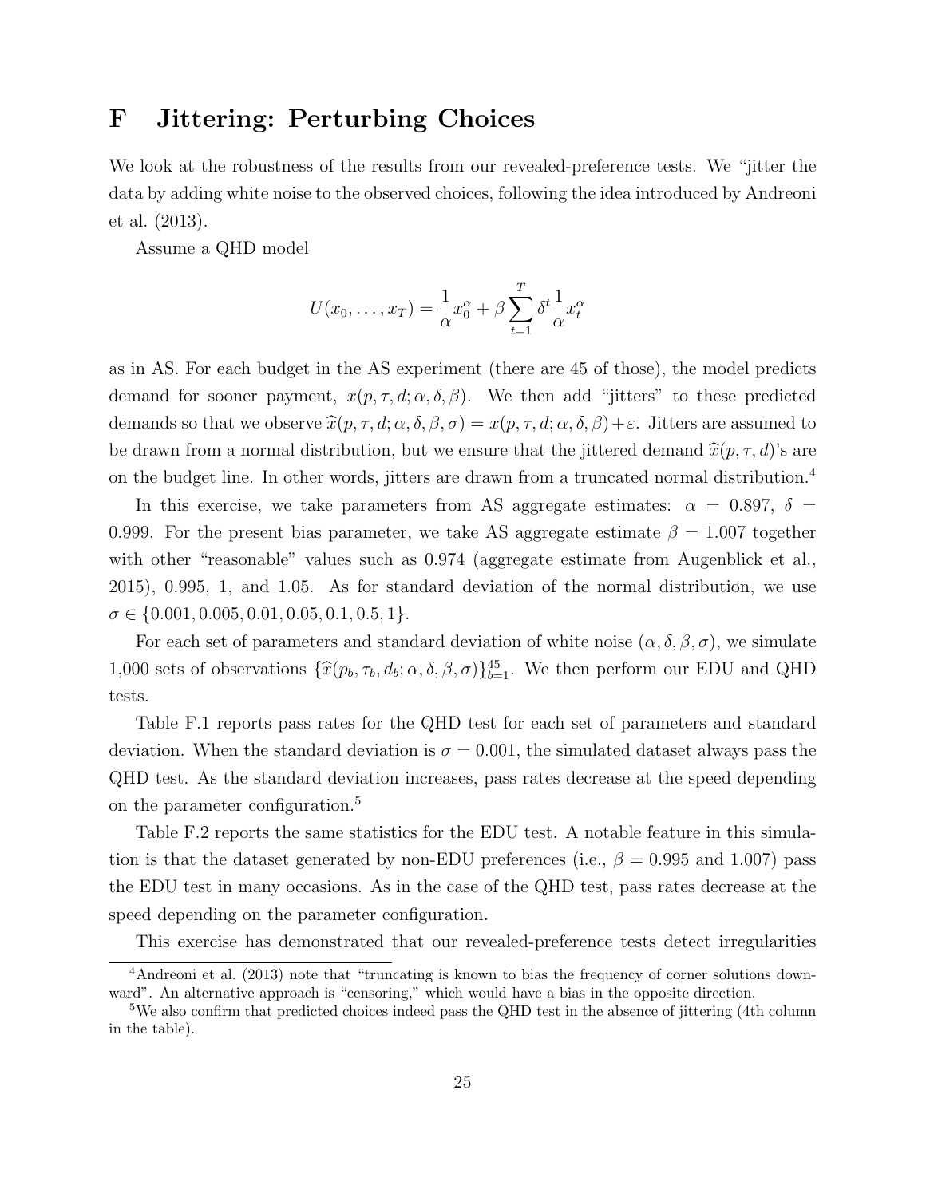# F Jittering: Perturbing Choices

We look at the robustness of the results from our revealed-preference tests. We "jitter the data by adding white noise to the observed choices, following the idea introduced by Andreoni et al. (2013).

Assume a QHD model

$$U(x_0, \ldots, x_T) = \frac{1}{\alpha} x_0^{\alpha} + \beta \sum_{t=1}^{T} \delta^t \frac{1}{\alpha} x_t^{\alpha}$$

as in AS. For each budget in the AS experiment (there are 45 of those), the model predicts demand for sooner payment, $x(p, \tau, d; \alpha, \delta, \beta)$. We then add "jitters" to these predicted demands so that we observe $\widehat{x}(p, \tau, d; \alpha, \delta, \beta, \sigma) = x(p, \tau, d; \alpha, \delta, \beta) + \varepsilon$. Jitters are assumed to be drawn from a normal distribution, but we ensure that the jittered demand $\widehat{x}(p, \tau, d)$'s are on the budget line. In other words, jitters are drawn from a truncated normal distribution.[4]

In this exercise, we take parameters from AS aggregate estimates: $\alpha = 0.897$, $\delta = 0.999$. For the present bias parameter, we take AS aggregate estimate $\beta = 1.007$ together with other "reasonable" values such as 0.974 (aggregate estimate from Augenblick et al., 2015), 0.995, 1, and 1.05. As for standard deviation of the normal distribution, we use $\sigma \in \{0.001, 0.005, 0.01, 0.05, 0.1, 0.5, 1\}$.

For each set of parameters and standard deviation of white noise $(\alpha, \delta, \beta, \sigma)$, we simulate 1,000 sets of observations $\{\widehat{x}(p_b, \tau_b, d_b; \alpha, \delta, \beta, \sigma)\}_{b=1}^{45}$. We then perform our EDU and QHD tests.

Table F.1 reports pass rates for the QHD test for each set of parameters and standard deviation. When the standard deviation is $\sigma = 0.001$, the simulated dataset always pass the QHD test. As the standard deviation increases, pass rates decrease at the speed depending on the parameter configuration.[5]

Table F.2 reports the same statistics for the EDU test. A notable feature in this simulation is that the dataset generated by non-EDU preferences (i.e., $\beta = 0.995$ and $1.007$) pass the EDU test in many occasions. As in the case of the QHD test, pass rates decrease at the speed depending on the parameter configuration.

This exercise has demonstrated that our revealed-preference tests detect irregularities

[4] Andreoni et al. (2013) note that "truncating is known to bias the frequency of corner solutions downward". An alternative approach is "censoring," which would have a bias in the opposite direction.

[5] We also confirm that predicted choices indeed pass the QHD test in the absence of jittering (4th column in the table).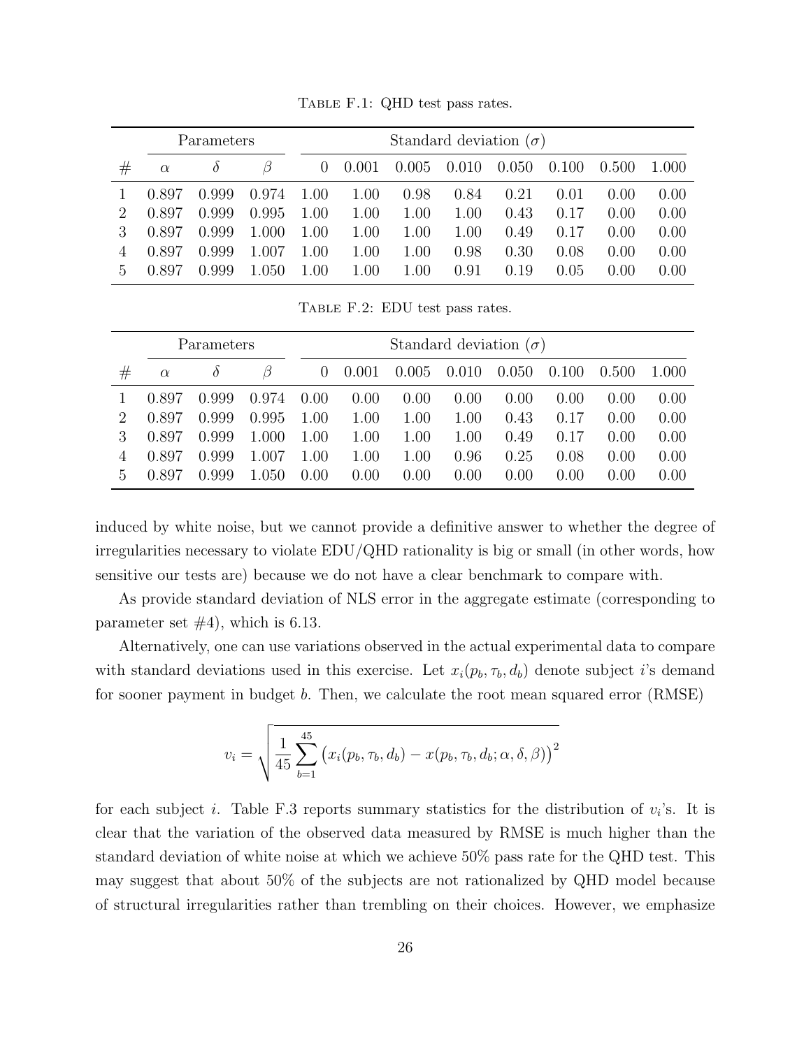Table F.1: QHD test pass rates.

| | Parameters | | | Standard deviation ($\sigma$) | | | | | | | |
|---|---|---|---|---|---|---|---|---|---|---|---|
| # | $\alpha$ | $\delta$ | $\beta$ | 0 | 0.001 | 0.005 | 0.010 | 0.050 | 0.100 | 0.500 | 1.000 |
| 1 | 0.897 | 0.999 | 0.974 | 1.00 | 1.00 | 0.98 | 0.84 | 0.21 | 0.01 | 0.00 | 0.00 |
| 2 | 0.897 | 0.999 | 0.995 | 1.00 | 1.00 | 1.00 | 1.00 | 0.43 | 0.17 | 0.00 | 0.00 |
| 3 | 0.897 | 0.999 | 1.000 | 1.00 | 1.00 | 1.00 | 1.00 | 0.49 | 0.17 | 0.00 | 0.00 |
| 4 | 0.897 | 0.999 | 1.007 | 1.00 | 1.00 | 1.00 | 0.98 | 0.30 | 0.08 | 0.00 | 0.00 |
| 5 | 0.897 | 0.999 | 1.050 | 1.00 | 1.00 | 1.00 | 0.91 | 0.19 | 0.05 | 0.00 | 0.00 |

Table F.2: EDU test pass rates.

| | Parameters | | | Standard deviation ($\sigma$) | | | | | | | |
|---|---|---|---|---|---|---|---|---|---|---|---|
| # | $\alpha$ | $\delta$ | $\beta$ | 0 | 0.001 | 0.005 | 0.010 | 0.050 | 0.100 | 0.500 | 1.000 |
| 1 | 0.897 | 0.999 | 0.974 | 0.00 | 0.00 | 0.00 | 0.00 | 0.00 | 0.00 | 0.00 | 0.00 |
| 2 | 0.897 | 0.999 | 0.995 | 1.00 | 1.00 | 1.00 | 1.00 | 0.43 | 0.17 | 0.00 | 0.00 |
| 3 | 0.897 | 0.999 | 1.000 | 1.00 | 1.00 | 1.00 | 1.00 | 0.49 | 0.17 | 0.00 | 0.00 |
| 4 | 0.897 | 0.999 | 1.007 | 1.00 | 1.00 | 1.00 | 0.96 | 0.25 | 0.08 | 0.00 | 0.00 |
| 5 | 0.897 | 0.999 | 1.050 | 0.00 | 0.00 | 0.00 | 0.00 | 0.00 | 0.00 | 0.00 | 0.00 |

induced by white noise, but we cannot provide a definitive answer to whether the degree of irregularities necessary to violate EDU/QHD rationality is big or small (in other words, how sensitive our tests are) because we do not have a clear benchmark to compare with.

As provide standard deviation of NLS error in the aggregate estimate (corresponding to parameter set #4), which is 6.13.

Alternatively, one can use variations observed in the actual experimental data to compare with standard deviations used in this exercise. Let $x_i(p_b, \tau_b, d_b)$ denote subject $i$'s demand for sooner payment in budget $b$. Then, we calculate the root mean squared error (RMSE)

$$v_i = \sqrt{\frac{1}{45}\sum_{b=1}^{45}\big(x_i(p_b,\tau_b,d_b) - x(p_b,\tau_b,d_b;\alpha,\delta,\beta)\big)^2}$$

for each subject $i$. Table F.3 reports summary statistics for the distribution of $v_i$'s. It is clear that the variation of the observed data measured by RMSE is much higher than the standard deviation of white noise at which we achieve 50% pass rate for the QHD test. This may suggest that about 50% of the subjects are not rationalized by QHD model because of structural irregularities rather than trembling on their choices. However, we emphasize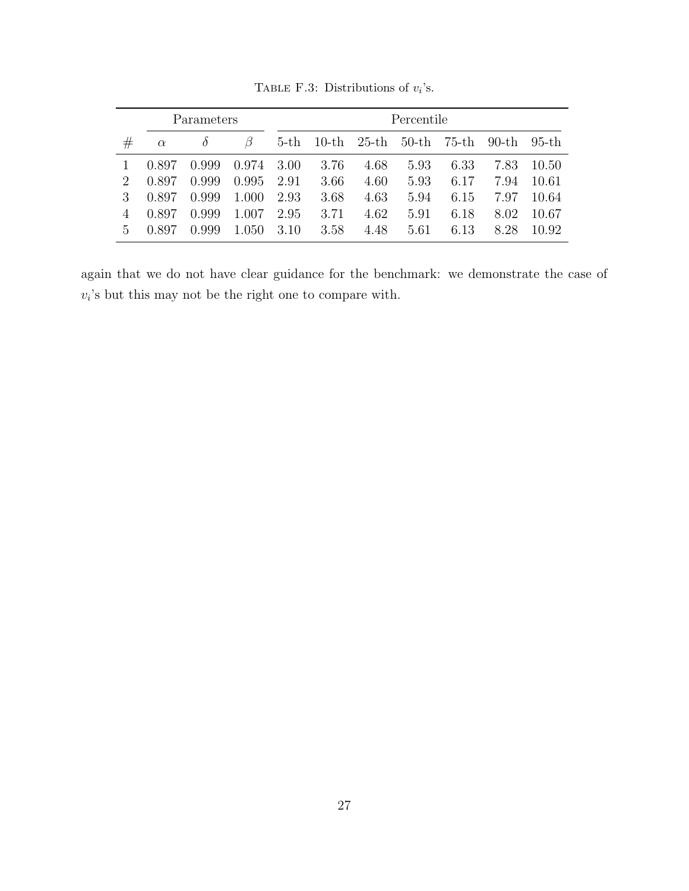TABLE F.3: Distributions of $v_i$'s.

| | Parameters | | | Percentile | | | | | | |
|---|---|---|---|---|---|---|---|---|---|---|
| # | $\alpha$ | $\delta$ | $\beta$ | 5-th | 10-th | 25-th | 50-th | 75-th | 90-th | 95-th |
| 1 | 0.897 | 0.999 | 0.974 | 3.00 | 3.76 | 4.68 | 5.93 | 6.33 | 7.83 | 10.50 |
| 2 | 0.897 | 0.999 | 0.995 | 2.91 | 3.66 | 4.60 | 5.93 | 6.17 | 7.94 | 10.61 |
| 3 | 0.897 | 0.999 | 1.000 | 2.93 | 3.68 | 4.63 | 5.94 | 6.15 | 7.97 | 10.64 |
| 4 | 0.897 | 0.999 | 1.007 | 2.95 | 3.71 | 4.62 | 5.91 | 6.18 | 8.02 | 10.67 |
| 5 | 0.897 | 0.999 | 1.050 | 3.10 | 3.58 | 4.48 | 5.61 | 6.13 | 8.28 | 10.92 |

again that we do not have clear guidance for the benchmark: we demonstrate the case of $v_i$'s but this may not be the right one to compare with.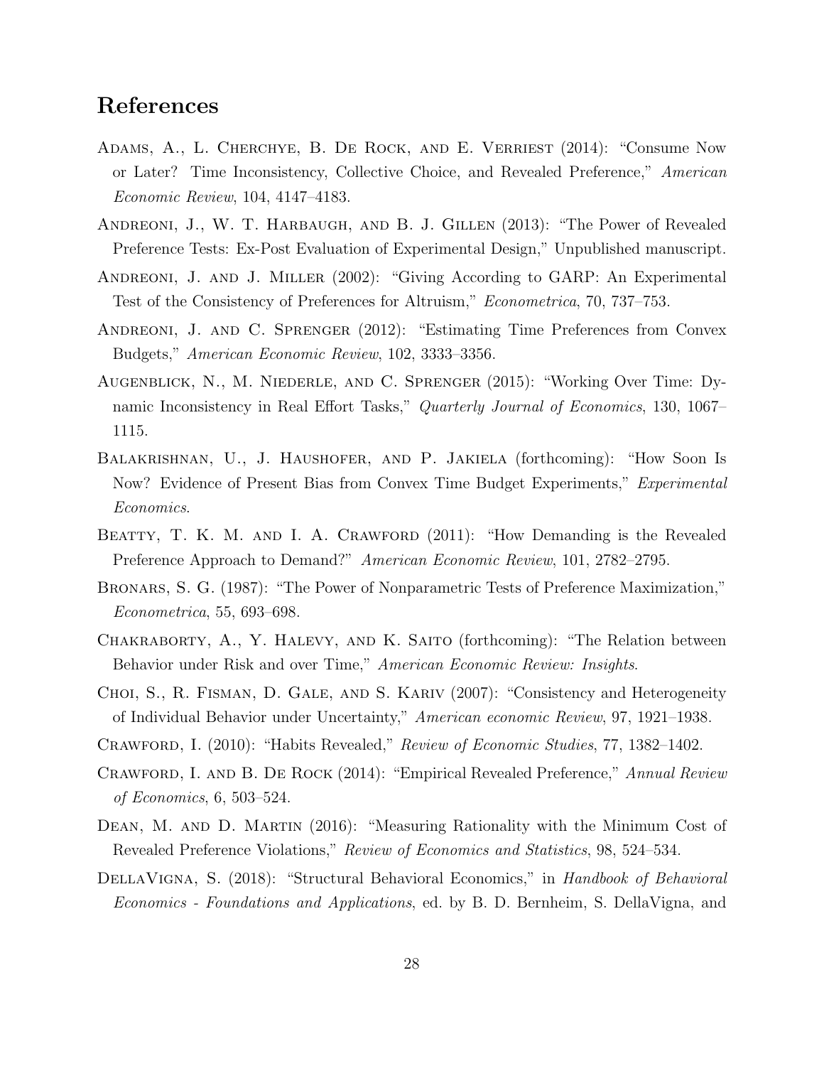## References

Adams, A., L. Cherchye, B. De Rock, and E. Verriest (2014): "Consume Now or Later? Time Inconsistency, Collective Choice, and Revealed Preference," *American Economic Review*, 104, 4147–4183.

Andreoni, J., W. T. Harbaugh, and B. J. Gillen (2013): "The Power of Revealed Preference Tests: Ex-Post Evaluation of Experimental Design," Unpublished manuscript.

Andreoni, J. and J. Miller (2002): "Giving According to GARP: An Experimental Test of the Consistency of Preferences for Altruism," *Econometrica*, 70, 737–753.

Andreoni, J. and C. Sprenger (2012): "Estimating Time Preferences from Convex Budgets," *American Economic Review*, 102, 3333–3356.

Augenblick, N., M. Niederle, and C. Sprenger (2015): "Working Over Time: Dynamic Inconsistency in Real Effort Tasks," *Quarterly Journal of Economics*, 130, 1067–1115.

Balakrishnan, U., J. Haushofer, and P. Jakiela (forthcoming): "How Soon Is Now? Evidence of Present Bias from Convex Time Budget Experiments," *Experimental Economics*.

Beatty, T. K. M. and I. A. Crawford (2011): "How Demanding is the Revealed Preference Approach to Demand?" *American Economic Review*, 101, 2782–2795.

Bronars, S. G. (1987): "The Power of Nonparametric Tests of Preference Maximization," *Econometrica*, 55, 693–698.

Chakraborty, A., Y. Halevy, and K. Saito (forthcoming): "The Relation between Behavior under Risk and over Time," *American Economic Review: Insights*.

Choi, S., R. Fisman, D. Gale, and S. Kariv (2007): "Consistency and Heterogeneity of Individual Behavior under Uncertainty," *American economic Review*, 97, 1921–1938.

Crawford, I. (2010): "Habits Revealed," *Review of Economic Studies*, 77, 1382–1402.

Crawford, I. and B. De Rock (2014): "Empirical Revealed Preference," *Annual Review of Economics*, 6, 503–524.

Dean, M. and D. Martin (2016): "Measuring Rationality with the Minimum Cost of Revealed Preference Violations," *Review of Economics and Statistics*, 98, 524–534.

DellaVigna, S. (2018): "Structural Behavioral Economics," in *Handbook of Behavioral Economics - Foundations and Applications*, ed. by B. D. Bernheim, S. DellaVigna, and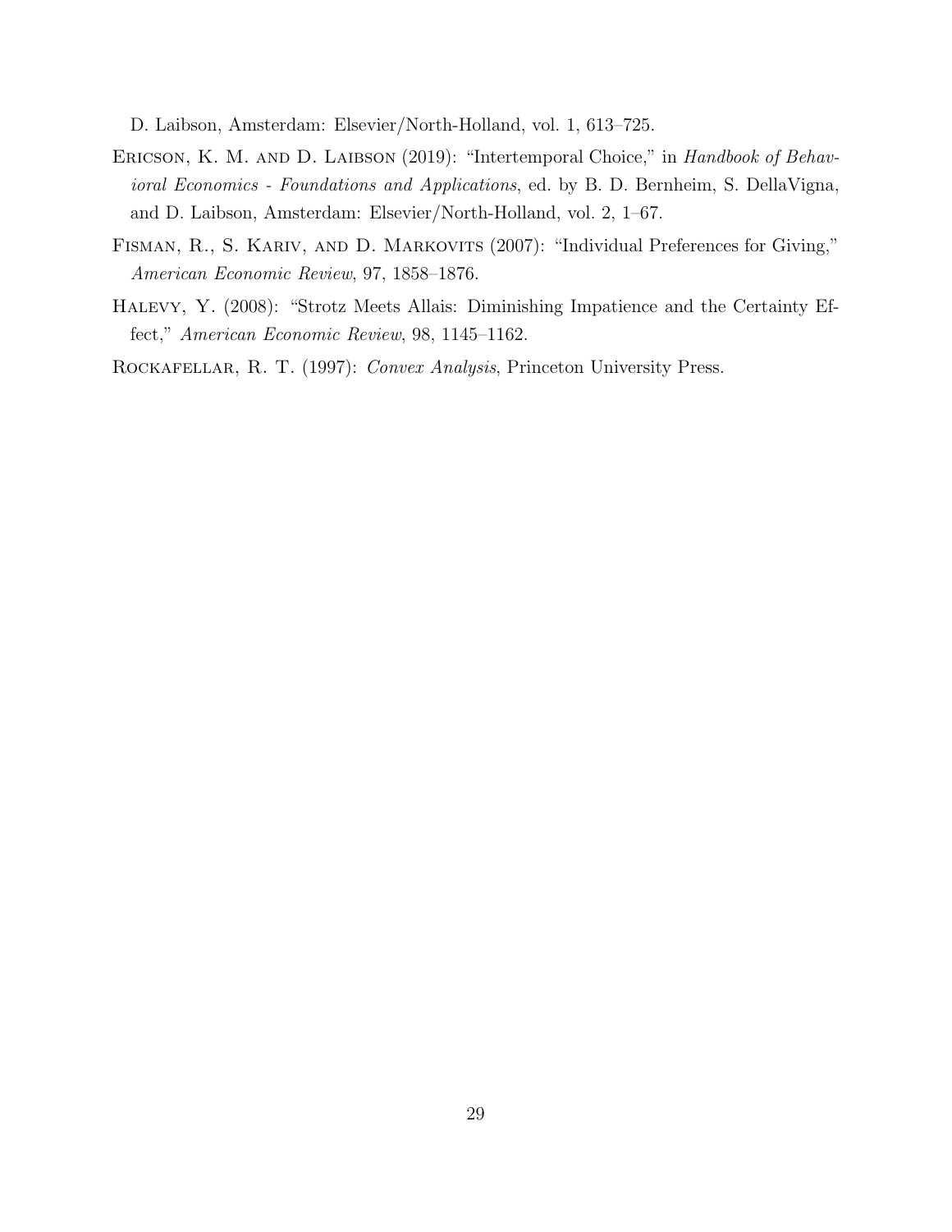D. Laibson, Amsterdam: Elsevier/North-Holland, vol. 1, 613–725.

Ericson, K. M. and D. Laibson (2019): "Intertemporal Choice," in *Handbook of Behavioral Economics - Foundations and Applications*, ed. by B. D. Bernheim, S. DellaVigna, and D. Laibson, Amsterdam: Elsevier/North-Holland, vol. 2, 1–67.

Fisman, R., S. Kariv, and D. Markovits (2007): "Individual Preferences for Giving," *American Economic Review*, 97, 1858–1876.

Halevy, Y. (2008): "Strotz Meets Allais: Diminishing Impatience and the Certainty Effect," *American Economic Review*, 98, 1145–1162.

Rockafellar, R. T. (1997): *Convex Analysis*, Princeton University Press.